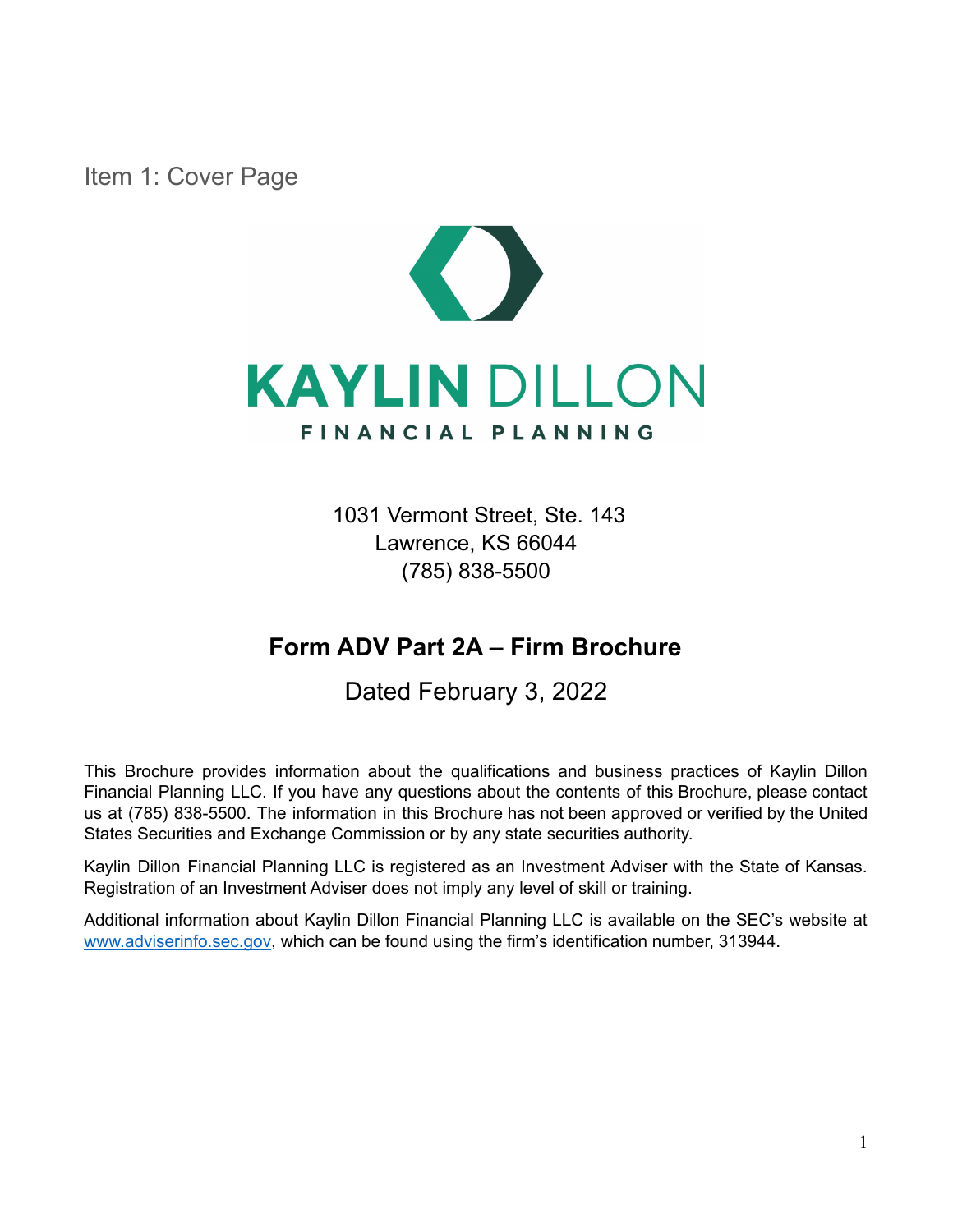# Item 1: Cover Page

**KAYLIN DILLON**
**FINANCIAL PLANNING**

1031 Vermont Street, Ste. 143
Lawrence, KS 66044
(785) 838-5500

## Form ADV Part 2A – Firm Brochure

Dated February 3, 2022

This Brochure provides information about the qualifications and business practices of Kaylin Dillon Financial Planning LLC. If you have any questions about the contents of this Brochure, please contact us at (785) 838-5500. The information in this Brochure has not been approved or verified by the United States Securities and Exchange Commission or by any state securities authority.

Kaylin Dillon Financial Planning LLC is registered as an Investment Adviser with the State of Kansas. Registration of an Investment Adviser does not imply any level of skill or training.

Additional information about Kaylin Dillon Financial Planning LLC is available on the SEC's website at www.adviserinfo.sec.gov, which can be found using the firm's identification number, 313944.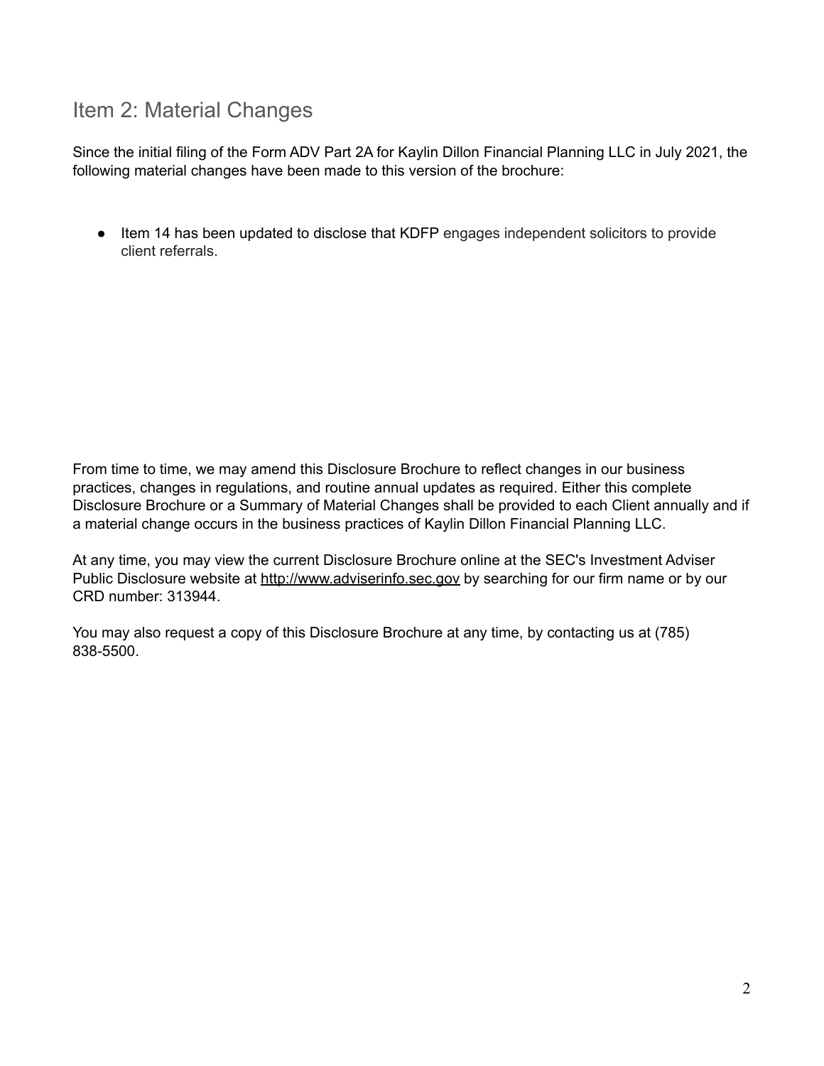## Item 2: Material Changes

Since the initial filing of the Form ADV Part 2A for Kaylin Dillon Financial Planning LLC in July 2021, the following material changes have been made to this version of the brochure:

- Item 14 has been updated to disclose that KDFP engages independent solicitors to provide client referrals.

From time to time, we may amend this Disclosure Brochure to reflect changes in our business practices, changes in regulations, and routine annual updates as required. Either this complete Disclosure Brochure or a Summary of Material Changes shall be provided to each Client annually and if a material change occurs in the business practices of Kaylin Dillon Financial Planning LLC.

At any time, you may view the current Disclosure Brochure online at the SEC's Investment Adviser Public Disclosure website at http://www.adviserinfo.sec.gov by searching for our firm name or by our CRD number: 313944.

You may also request a copy of this Disclosure Brochure at any time, by contacting us at (785) 838-5500.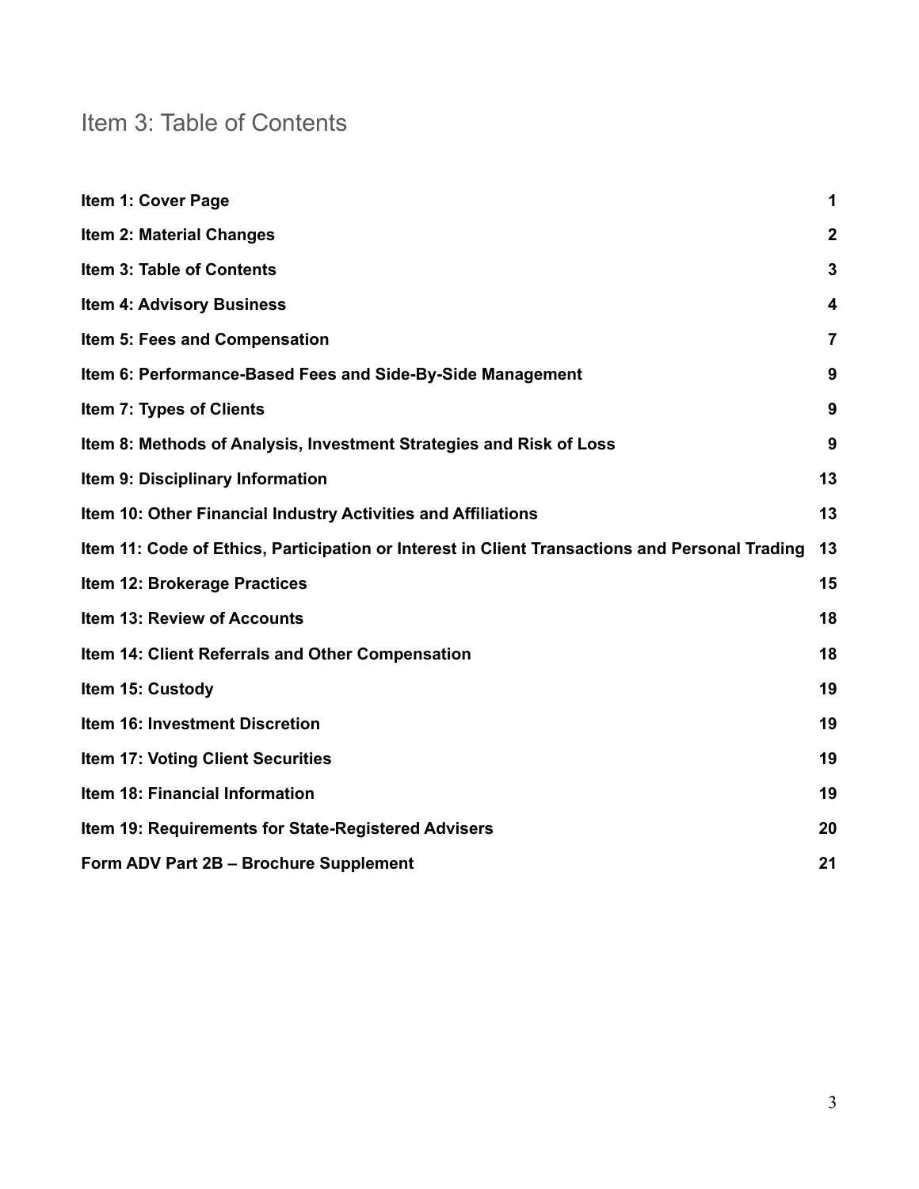# Item 3: Table of Contents

| | |
|---|---|
| **Item 1: Cover Page** | **1** |
| **Item 2: Material Changes** | **2** |
| **Item 3: Table of Contents** | **3** |
| **Item 4: Advisory Business** | **4** |
| **Item 5: Fees and Compensation** | **7** |
| **Item 6: Performance-Based Fees and Side-By-Side Management** | **9** |
| **Item 7: Types of Clients** | **9** |
| **Item 8: Methods of Analysis, Investment Strategies and Risk of Loss** | **9** |
| **Item 9: Disciplinary Information** | **13** |
| **Item 10: Other Financial Industry Activities and Affiliations** | **13** |
| **Item 11: Code of Ethics, Participation or Interest in Client Transactions and Personal Trading** | **13** |
| **Item 12: Brokerage Practices** | **15** |
| **Item 13: Review of Accounts** | **18** |
| **Item 14: Client Referrals and Other Compensation** | **18** |
| **Item 15: Custody** | **19** |
| **Item 16: Investment Discretion** | **19** |
| **Item 17: Voting Client Securities** | **19** |
| **Item 18: Financial Information** | **19** |
| **Item 19: Requirements for State-Registered Advisers** | **20** |
| **Form ADV Part 2B – Brochure Supplement** | **21** |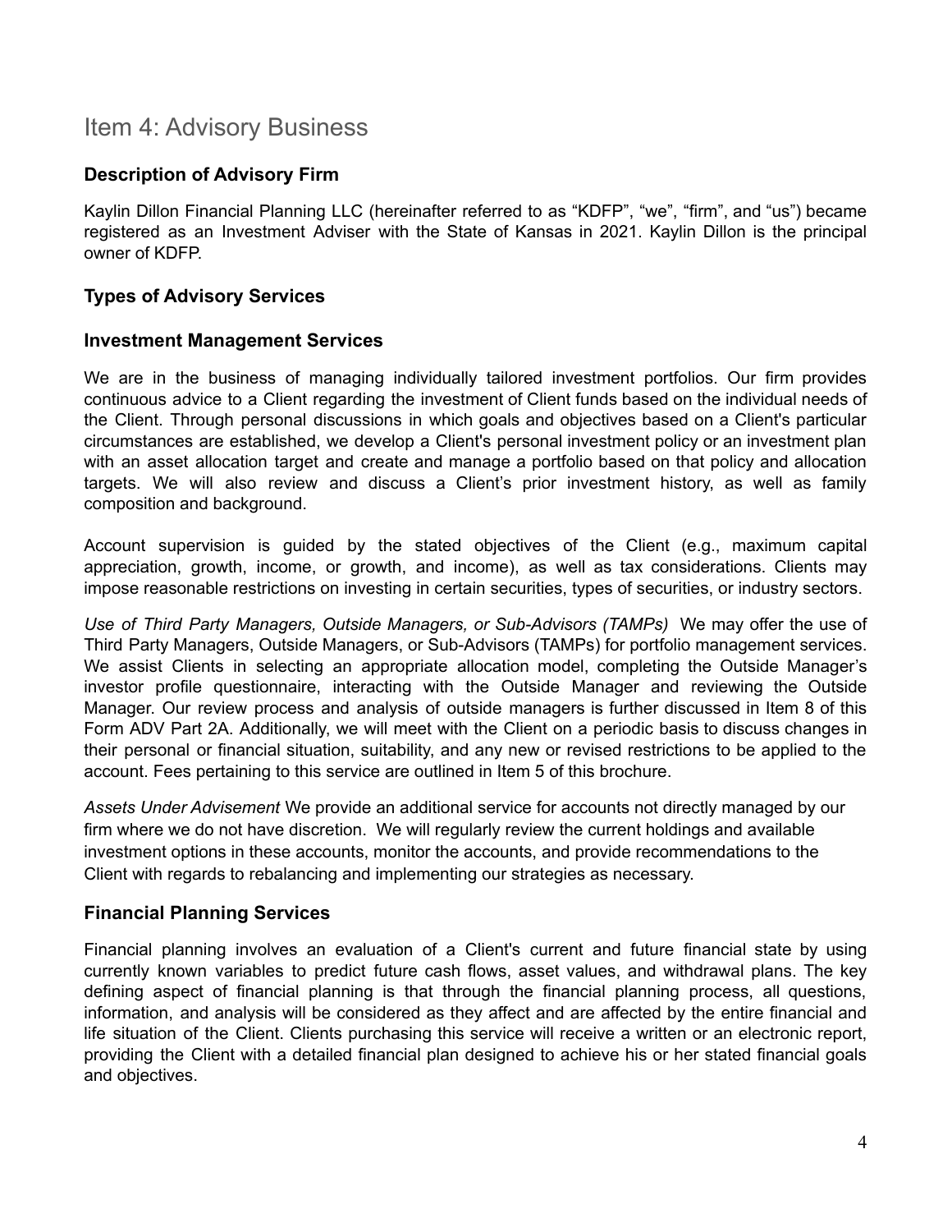# Item 4: Advisory Business

### Description of Advisory Firm

Kaylin Dillon Financial Planning LLC (hereinafter referred to as "KDFP", "we", "firm", and "us") became registered as an Investment Adviser with the State of Kansas in 2021. Kaylin Dillon is the principal owner of KDFP.

### Types of Advisory Services

### Investment Management Services

We are in the business of managing individually tailored investment portfolios. Our firm provides continuous advice to a Client regarding the investment of Client funds based on the individual needs of the Client. Through personal discussions in which goals and objectives based on a Client's particular circumstances are established, we develop a Client's personal investment policy or an investment plan with an asset allocation target and create and manage a portfolio based on that policy and allocation targets. We will also review and discuss a Client's prior investment history, as well as family composition and background.

Account supervision is guided by the stated objectives of the Client (e.g., maximum capital appreciation, growth, income, or growth, and income), as well as tax considerations. Clients may impose reasonable restrictions on investing in certain securities, types of securities, or industry sectors.

*Use of Third Party Managers, Outside Managers, or Sub-Advisors (TAMPs)* We may offer the use of Third Party Managers, Outside Managers, or Sub-Advisors (TAMPs) for portfolio management services. We assist Clients in selecting an appropriate allocation model, completing the Outside Manager's investor profile questionnaire, interacting with the Outside Manager and reviewing the Outside Manager. Our review process and analysis of outside managers is further discussed in Item 8 of this Form ADV Part 2A. Additionally, we will meet with the Client on a periodic basis to discuss changes in their personal or financial situation, suitability, and any new or revised restrictions to be applied to the account. Fees pertaining to this service are outlined in Item 5 of this brochure.

*Assets Under Advisement* We provide an additional service for accounts not directly managed by our firm where we do not have discretion. We will regularly review the current holdings and available investment options in these accounts, monitor the accounts, and provide recommendations to the Client with regards to rebalancing and implementing our strategies as necessary.

### Financial Planning Services

Financial planning involves an evaluation of a Client's current and future financial state by using currently known variables to predict future cash flows, asset values, and withdrawal plans. The key defining aspect of financial planning is that through the financial planning process, all questions, information, and analysis will be considered as they affect and are affected by the entire financial and life situation of the Client. Clients purchasing this service will receive a written or an electronic report, providing the Client with a detailed financial plan designed to achieve his or her stated financial goals and objectives.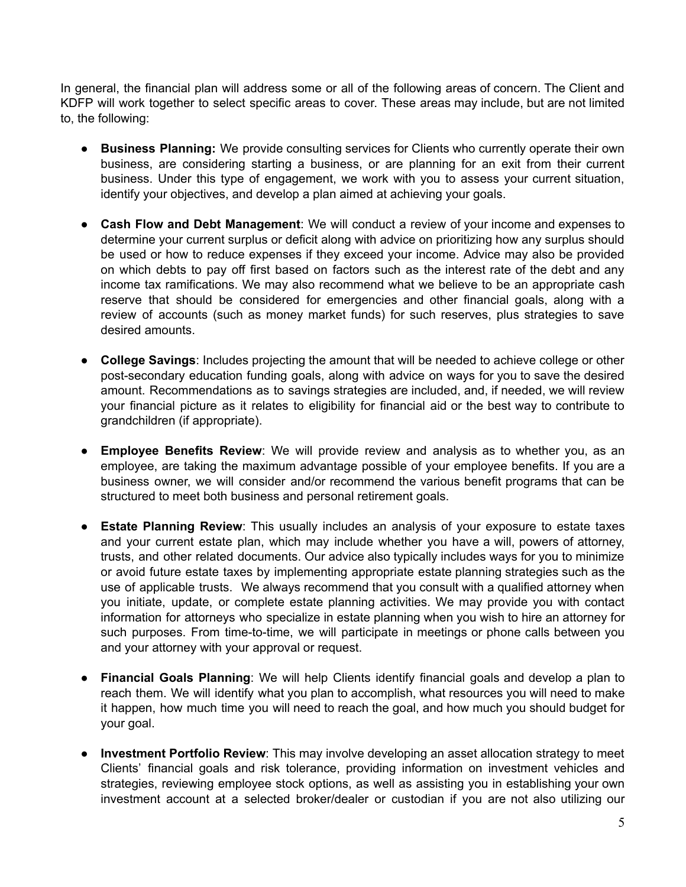In general, the financial plan will address some or all of the following areas of concern. The Client and KDFP will work together to select specific areas to cover. These areas may include, but are not limited to, the following:

- **Business Planning:** We provide consulting services for Clients who currently operate their own business, are considering starting a business, or are planning for an exit from their current business. Under this type of engagement, we work with you to assess your current situation, identify your objectives, and develop a plan aimed at achieving your goals.

- **Cash Flow and Debt Management**: We will conduct a review of your income and expenses to determine your current surplus or deficit along with advice on prioritizing how any surplus should be used or how to reduce expenses if they exceed your income. Advice may also be provided on which debts to pay off first based on factors such as the interest rate of the debt and any income tax ramifications. We may also recommend what we believe to be an appropriate cash reserve that should be considered for emergencies and other financial goals, along with a review of accounts (such as money market funds) for such reserves, plus strategies to save desired amounts.

- **College Savings**: Includes projecting the amount that will be needed to achieve college or other post-secondary education funding goals, along with advice on ways for you to save the desired amount. Recommendations as to savings strategies are included, and, if needed, we will review your financial picture as it relates to eligibility for financial aid or the best way to contribute to grandchildren (if appropriate).

- **Employee Benefits Review**: We will provide review and analysis as to whether you, as an employee, are taking the maximum advantage possible of your employee benefits. If you are a business owner, we will consider and/or recommend the various benefit programs that can be structured to meet both business and personal retirement goals.

- **Estate Planning Review**: This usually includes an analysis of your exposure to estate taxes and your current estate plan, which may include whether you have a will, powers of attorney, trusts, and other related documents. Our advice also typically includes ways for you to minimize or avoid future estate taxes by implementing appropriate estate planning strategies such as the use of applicable trusts. We always recommend that you consult with a qualified attorney when you initiate, update, or complete estate planning activities. We may provide you with contact information for attorneys who specialize in estate planning when you wish to hire an attorney for such purposes. From time-to-time, we will participate in meetings or phone calls between you and your attorney with your approval or request.

- **Financial Goals Planning**: We will help Clients identify financial goals and develop a plan to reach them. We will identify what you plan to accomplish, what resources you will need to make it happen, how much time you will need to reach the goal, and how much you should budget for your goal.

- **Investment Portfolio Review**: This may involve developing an asset allocation strategy to meet Clients' financial goals and risk tolerance, providing information on investment vehicles and strategies, reviewing employee stock options, as well as assisting you in establishing your own investment account at a selected broker/dealer or custodian if you are not also utilizing our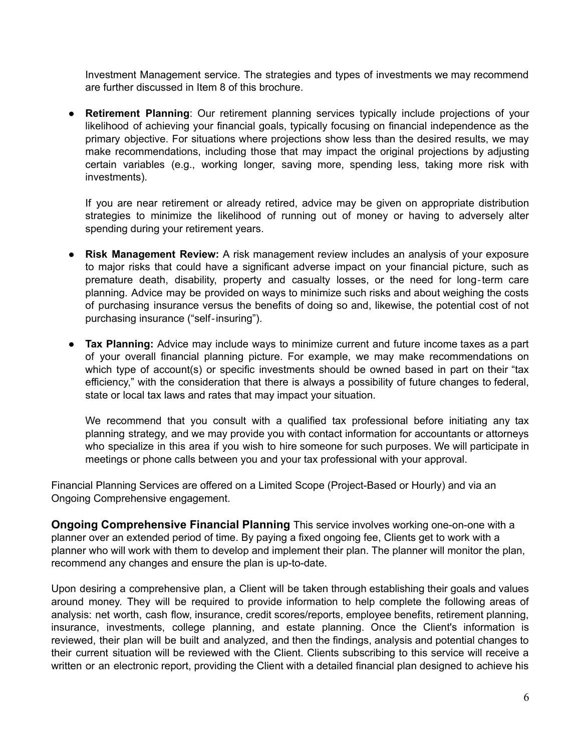Investment Management service. The strategies and types of investments we may recommend are further discussed in Item 8 of this brochure.

- **Retirement Planning**: Our retirement planning services typically include projections of your likelihood of achieving your financial goals, typically focusing on financial independence as the primary objective. For situations where projections show less than the desired results, we may make recommendations, including those that may impact the original projections by adjusting certain variables (e.g., working longer, saving more, spending less, taking more risk with investments).

  If you are near retirement or already retired, advice may be given on appropriate distribution strategies to minimize the likelihood of running out of money or having to adversely alter spending during your retirement years.

- **Risk Management Review:** A risk management review includes an analysis of your exposure to major risks that could have a significant adverse impact on your financial picture, such as premature death, disability, property and casualty losses, or the need for long-term care planning. Advice may be provided on ways to minimize such risks and about weighing the costs of purchasing insurance versus the benefits of doing so and, likewise, the potential cost of not purchasing insurance ("self-insuring").

- **Tax Planning:** Advice may include ways to minimize current and future income taxes as a part of your overall financial planning picture. For example, we may make recommendations on which type of account(s) or specific investments should be owned based in part on their "tax efficiency," with the consideration that there is always a possibility of future changes to federal, state or local tax laws and rates that may impact your situation.

  We recommend that you consult with a qualified tax professional before initiating any tax planning strategy, and we may provide you with contact information for accountants or attorneys who specialize in this area if you wish to hire someone for such purposes. We will participate in meetings or phone calls between you and your tax professional with your approval.

Financial Planning Services are offered on a Limited Scope (Project-Based or Hourly) and via an Ongoing Comprehensive engagement.

**Ongoing Comprehensive Financial Planning** This service involves working one-on-one with a planner over an extended period of time. By paying a fixed ongoing fee, Clients get to work with a planner who will work with them to develop and implement their plan. The planner will monitor the plan, recommend any changes and ensure the plan is up-to-date.

Upon desiring a comprehensive plan, a Client will be taken through establishing their goals and values around money. They will be required to provide information to help complete the following areas of analysis: net worth, cash flow, insurance, credit scores/reports, employee benefits, retirement planning, insurance, investments, college planning, and estate planning. Once the Client's information is reviewed, their plan will be built and analyzed, and then the findings, analysis and potential changes to their current situation will be reviewed with the Client. Clients subscribing to this service will receive a written or an electronic report, providing the Client with a detailed financial plan designed to achieve his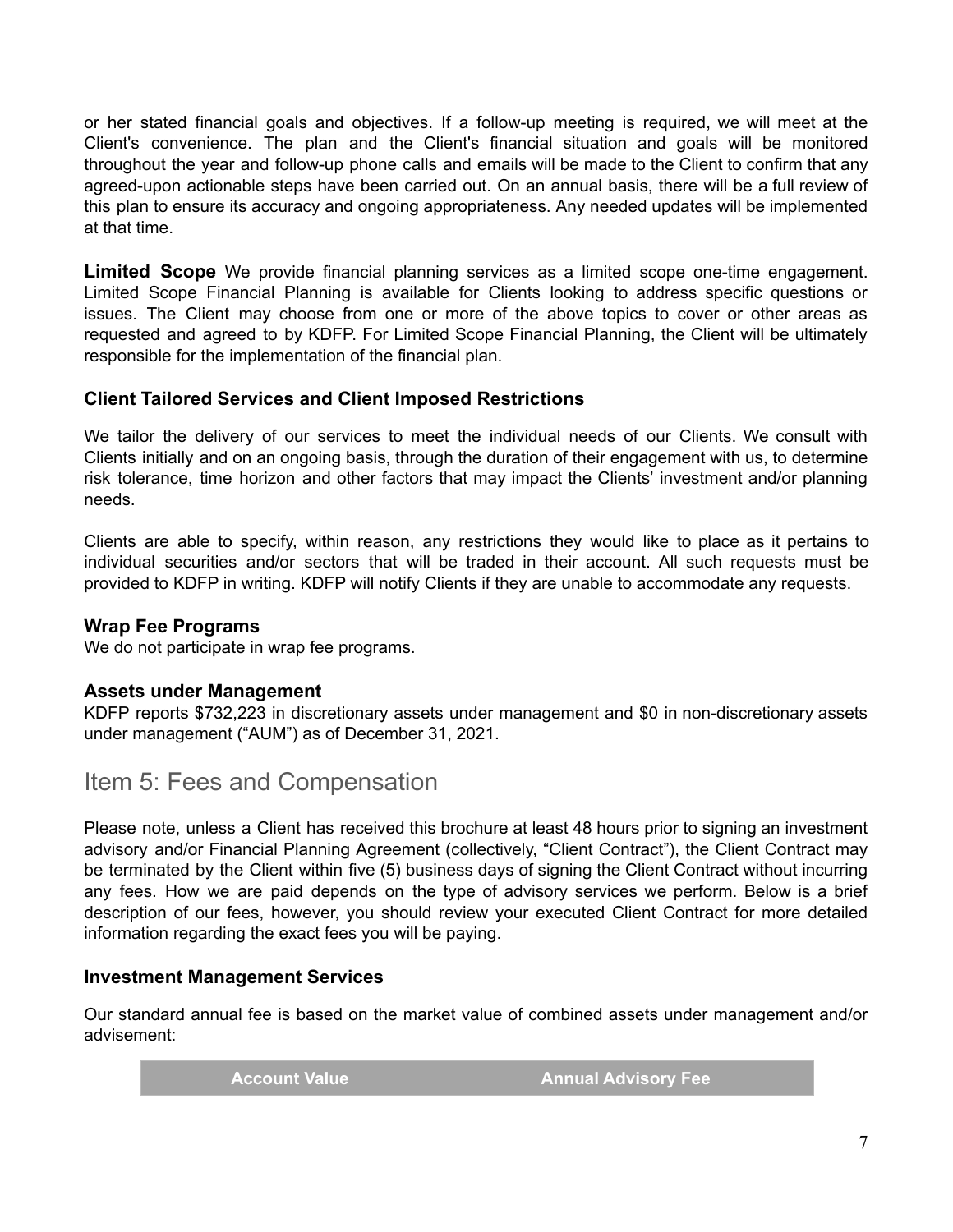or her stated financial goals and objectives. If a follow-up meeting is required, we will meet at the Client's convenience. The plan and the Client's financial situation and goals will be monitored throughout the year and follow-up phone calls and emails will be made to the Client to confirm that any agreed-upon actionable steps have been carried out. On an annual basis, there will be a full review of this plan to ensure its accuracy and ongoing appropriateness. Any needed updates will be implemented at that time.

**Limited Scope** We provide financial planning services as a limited scope one-time engagement. Limited Scope Financial Planning is available for Clients looking to address specific questions or issues. The Client may choose from one or more of the above topics to cover or other areas as requested and agreed to by KDFP. For Limited Scope Financial Planning, the Client will be ultimately responsible for the implementation of the financial plan.

### Client Tailored Services and Client Imposed Restrictions

We tailor the delivery of our services to meet the individual needs of our Clients. We consult with Clients initially and on an ongoing basis, through the duration of their engagement with us, to determine risk tolerance, time horizon and other factors that may impact the Clients' investment and/or planning needs.

Clients are able to specify, within reason, any restrictions they would like to place as it pertains to individual securities and/or sectors that will be traded in their account. All such requests must be provided to KDFP in writing. KDFP will notify Clients if they are unable to accommodate any requests.

### Wrap Fee Programs

We do not participate in wrap fee programs.

### Assets under Management

KDFP reports $732,223 in discretionary assets under management and $0 in non-discretionary assets under management ("AUM") as of December 31, 2021.

## Item 5: Fees and Compensation

Please note, unless a Client has received this brochure at least 48 hours prior to signing an investment advisory and/or Financial Planning Agreement (collectively, "Client Contract"), the Client Contract may be terminated by the Client within five (5) business days of signing the Client Contract without incurring any fees. How we are paid depends on the type of advisory services we perform. Below is a brief description of our fees, however, you should review your executed Client Contract for more detailed information regarding the exact fees you will be paying.

### Investment Management Services

Our standard annual fee is based on the market value of combined assets under management and/or advisement:

| Account Value | Annual Advisory Fee |
|---|---|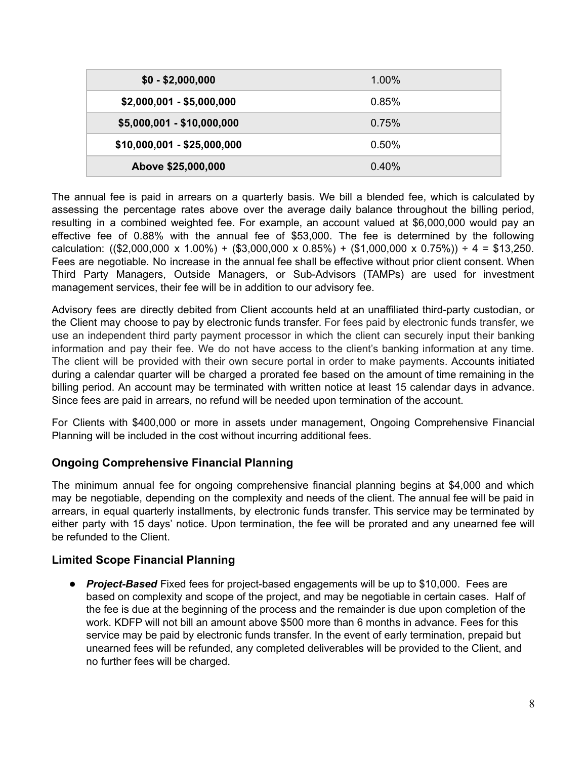| $0 - $2,000,000 | 1.00% |
|---|---|
| $2,000,001 - $5,000,000 | 0.85% |
| $5,000,001 - $10,000,000 | 0.75% |
| $10,000,001 - $25,000,000 | 0.50% |
| Above $25,000,000 | 0.40% |

The annual fee is paid in arrears on a quarterly basis. We bill a blended fee, which is calculated by assessing the percentage rates above over the average daily balance throughout the billing period, resulting in a combined weighted fee. For example, an account valued at $6,000,000 would pay an effective fee of 0.88% with the annual fee of $53,000. The fee is determined by the following calculation: (($2,000,000 x 1.00%) + ($3,000,000 x 0.85%) + ($1,000,000 x 0.75%)) ÷ 4 = $13,250. Fees are negotiable. No increase in the annual fee shall be effective without prior client consent. When Third Party Managers, Outside Managers, or Sub-Advisors (TAMPs) are used for investment management services, their fee will be in addition to our advisory fee.

Advisory fees are directly debited from Client accounts held at an unaffiliated third-party custodian, or the Client may choose to pay by electronic funds transfer. For fees paid by electronic funds transfer, we use an independent third party payment processor in which the client can securely input their banking information and pay their fee. We do not have access to the client's banking information at any time. The client will be provided with their own secure portal in order to make payments. Accounts initiated during a calendar quarter will be charged a prorated fee based on the amount of time remaining in the billing period. An account may be terminated with written notice at least 15 calendar days in advance. Since fees are paid in arrears, no refund will be needed upon termination of the account.

For Clients with $400,000 or more in assets under management, Ongoing Comprehensive Financial Planning will be included in the cost without incurring additional fees.

### Ongoing Comprehensive Financial Planning

The minimum annual fee for ongoing comprehensive financial planning begins at $4,000 and which may be negotiable, depending on the complexity and needs of the client. The annual fee will be paid in arrears, in equal quarterly installments, by electronic funds transfer. This service may be terminated by either party with 15 days' notice. Upon termination, the fee will be prorated and any unearned fee will be refunded to the Client.

### Limited Scope Financial Planning

- ***Project-Based*** Fixed fees for project-based engagements will be up to $10,000. Fees are based on complexity and scope of the project, and may be negotiable in certain cases. Half of the fee is due at the beginning of the process and the remainder is due upon completion of the work. KDFP will not bill an amount above $500 more than 6 months in advance. Fees for this service may be paid by electronic funds transfer. In the event of early termination, prepaid but unearned fees will be refunded, any completed deliverables will be provided to the Client, and no further fees will be charged.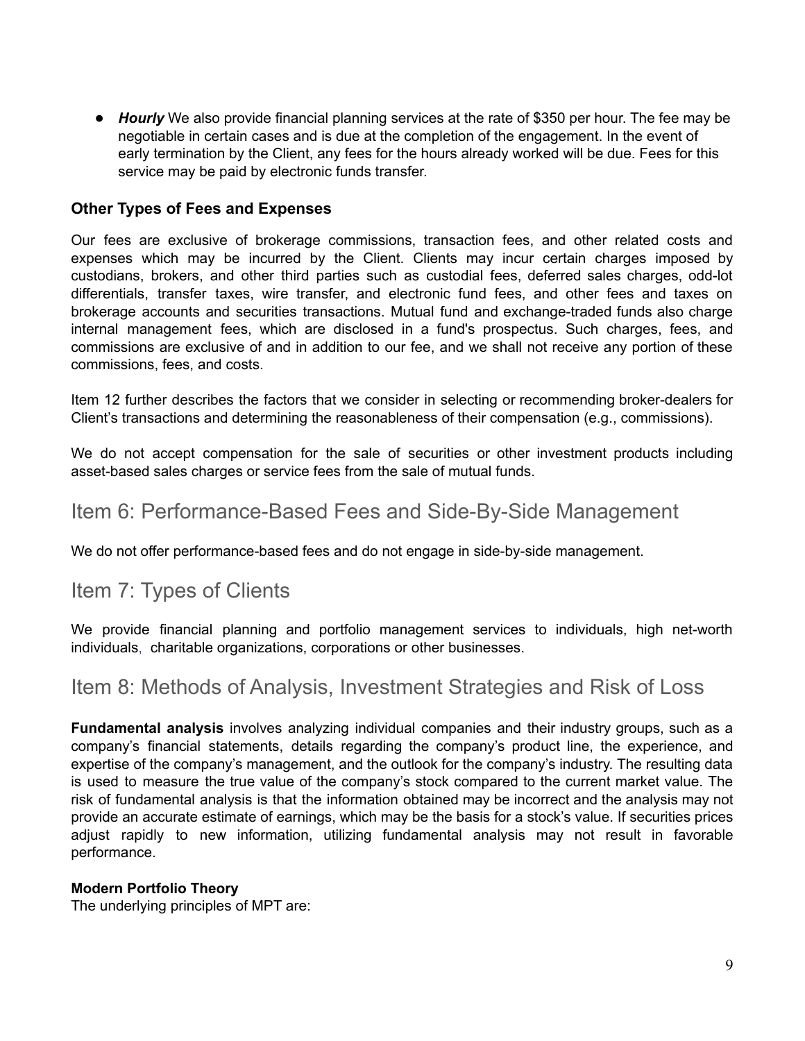- ***Hourly*** We also provide financial planning services at the rate of $350 per hour. The fee may be negotiable in certain cases and is due at the completion of the engagement. In the event of early termination by the Client, any fees for the hours already worked will be due. Fees for this service may be paid by electronic funds transfer.

### Other Types of Fees and Expenses

Our fees are exclusive of brokerage commissions, transaction fees, and other related costs and expenses which may be incurred by the Client. Clients may incur certain charges imposed by custodians, brokers, and other third parties such as custodial fees, deferred sales charges, odd-lot differentials, transfer taxes, wire transfer, and electronic fund fees, and other fees and taxes on brokerage accounts and securities transactions. Mutual fund and exchange-traded funds also charge internal management fees, which are disclosed in a fund's prospectus. Such charges, fees, and commissions are exclusive of and in addition to our fee, and we shall not receive any portion of these commissions, fees, and costs.

Item 12 further describes the factors that we consider in selecting or recommending broker-dealers for Client's transactions and determining the reasonableness of their compensation (e.g., commissions).

We do not accept compensation for the sale of securities or other investment products including asset-based sales charges or service fees from the sale of mutual funds.

## Item 6: Performance-Based Fees and Side-By-Side Management

We do not offer performance-based fees and do not engage in side-by-side management.

## Item 7: Types of Clients

We provide financial planning and portfolio management services to individuals, high net-worth individuals, charitable organizations, corporations or other businesses.

## Item 8: Methods of Analysis, Investment Strategies and Risk of Loss

**Fundamental analysis** involves analyzing individual companies and their industry groups, such as a company's financial statements, details regarding the company's product line, the experience, and expertise of the company's management, and the outlook for the company's industry. The resulting data is used to measure the true value of the company's stock compared to the current market value. The risk of fundamental analysis is that the information obtained may be incorrect and the analysis may not provide an accurate estimate of earnings, which may be the basis for a stock's value. If securities prices adjust rapidly to new information, utilizing fundamental analysis may not result in favorable performance.

**Modern Portfolio Theory**
The underlying principles of MPT are: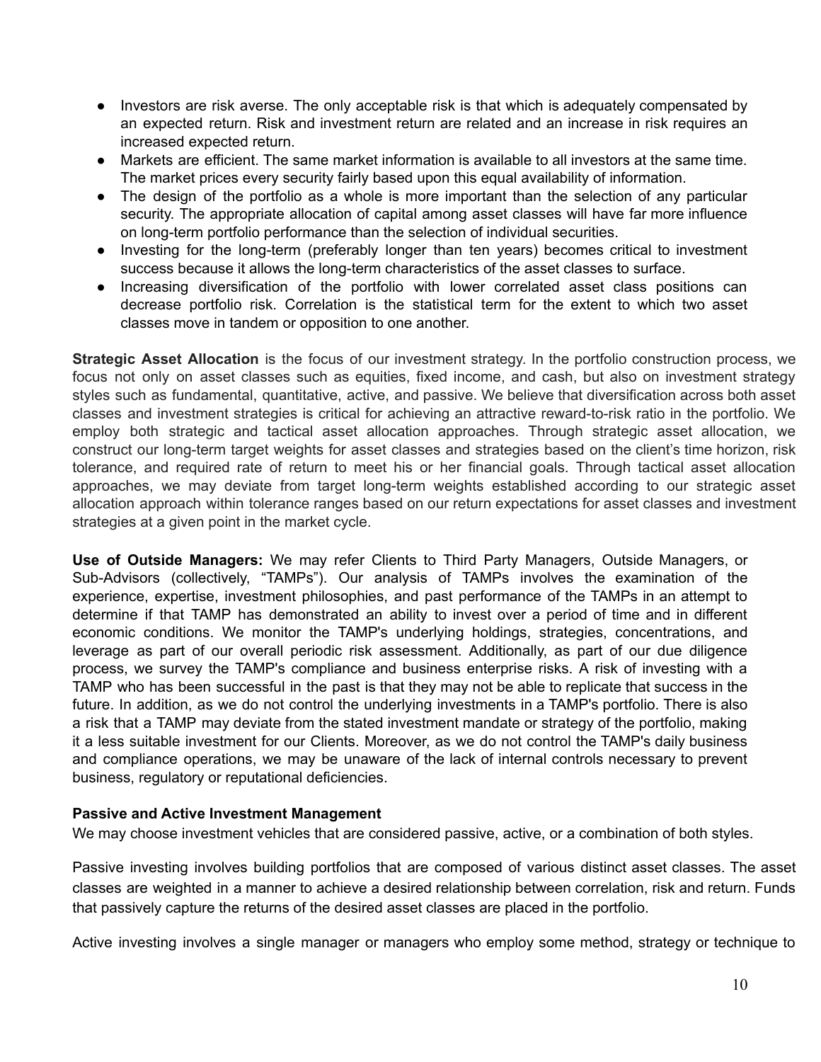- Investors are risk averse. The only acceptable risk is that which is adequately compensated by an expected return. Risk and investment return are related and an increase in risk requires an increased expected return.
- Markets are efficient. The same market information is available to all investors at the same time. The market prices every security fairly based upon this equal availability of information.
- The design of the portfolio as a whole is more important than the selection of any particular security. The appropriate allocation of capital among asset classes will have far more influence on long-term portfolio performance than the selection of individual securities.
- Investing for the long-term (preferably longer than ten years) becomes critical to investment success because it allows the long-term characteristics of the asset classes to surface.
- Increasing diversification of the portfolio with lower correlated asset class positions can decrease portfolio risk. Correlation is the statistical term for the extent to which two asset classes move in tandem or opposition to one another.

**Strategic Asset Allocation** is the focus of our investment strategy. In the portfolio construction process, we focus not only on asset classes such as equities, fixed income, and cash, but also on investment strategy styles such as fundamental, quantitative, active, and passive. We believe that diversification across both asset classes and investment strategies is critical for achieving an attractive reward-to-risk ratio in the portfolio. We employ both strategic and tactical asset allocation approaches. Through strategic asset allocation, we construct our long-term target weights for asset classes and strategies based on the client's time horizon, risk tolerance, and required rate of return to meet his or her financial goals. Through tactical asset allocation approaches, we may deviate from target long-term weights established according to our strategic asset allocation approach within tolerance ranges based on our return expectations for asset classes and investment strategies at a given point in the market cycle.

**Use of Outside Managers:** We may refer Clients to Third Party Managers, Outside Managers, or Sub-Advisors (collectively, "TAMPs"). Our analysis of TAMPs involves the examination of the experience, expertise, investment philosophies, and past performance of the TAMPs in an attempt to determine if that TAMP has demonstrated an ability to invest over a period of time and in different economic conditions. We monitor the TAMP's underlying holdings, strategies, concentrations, and leverage as part of our overall periodic risk assessment. Additionally, as part of our due diligence process, we survey the TAMP's compliance and business enterprise risks. A risk of investing with a TAMP who has been successful in the past is that they may not be able to replicate that success in the future. In addition, as we do not control the underlying investments in a TAMP's portfolio. There is also a risk that a TAMP may deviate from the stated investment mandate or strategy of the portfolio, making it a less suitable investment for our Clients. Moreover, as we do not control the TAMP's daily business and compliance operations, we may be unaware of the lack of internal controls necessary to prevent business, regulatory or reputational deficiencies.

**Passive and Active Investment Management**

We may choose investment vehicles that are considered passive, active, or a combination of both styles.

Passive investing involves building portfolios that are composed of various distinct asset classes. The asset classes are weighted in a manner to achieve a desired relationship between correlation, risk and return. Funds that passively capture the returns of the desired asset classes are placed in the portfolio.

Active investing involves a single manager or managers who employ some method, strategy or technique to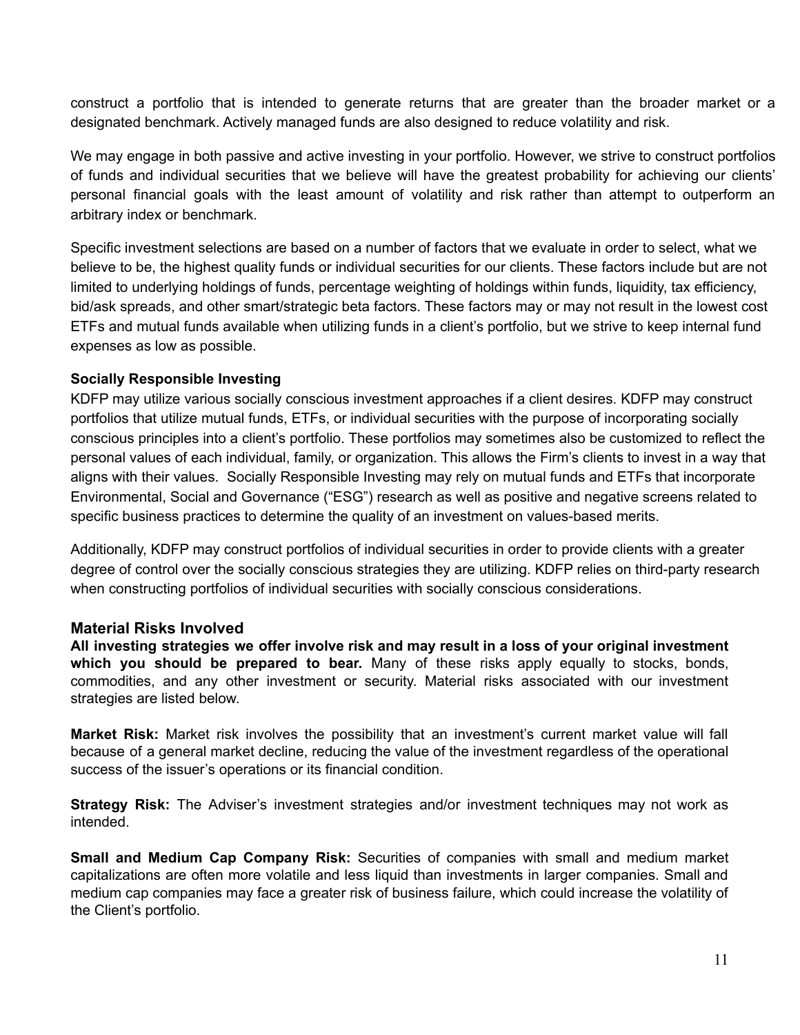construct a portfolio that is intended to generate returns that are greater than the broader market or a designated benchmark. Actively managed funds are also designed to reduce volatility and risk.

We may engage in both passive and active investing in your portfolio. However, we strive to construct portfolios of funds and individual securities that we believe will have the greatest probability for achieving our clients' personal financial goals with the least amount of volatility and risk rather than attempt to outperform an arbitrary index or benchmark.

Specific investment selections are based on a number of factors that we evaluate in order to select, what we believe to be, the highest quality funds or individual securities for our clients. These factors include but are not limited to underlying holdings of funds, percentage weighting of holdings within funds, liquidity, tax efficiency, bid/ask spreads, and other smart/strategic beta factors. These factors may or may not result in the lowest cost ETFs and mutual funds available when utilizing funds in a client's portfolio, but we strive to keep internal fund expenses as low as possible.

**Socially Responsible Investing**

KDFP may utilize various socially conscious investment approaches if a client desires. KDFP may construct portfolios that utilize mutual funds, ETFs, or individual securities with the purpose of incorporating socially conscious principles into a client's portfolio. These portfolios may sometimes also be customized to reflect the personal values of each individual, family, or organization. This allows the Firm's clients to invest in a way that aligns with their values. Socially Responsible Investing may rely on mutual funds and ETFs that incorporate Environmental, Social and Governance ("ESG") research as well as positive and negative screens related to specific business practices to determine the quality of an investment on values-based merits.

Additionally, KDFP may construct portfolios of individual securities in order to provide clients with a greater degree of control over the socially conscious strategies they are utilizing. KDFP relies on third-party research when constructing portfolios of individual securities with socially conscious considerations.

## Material Risks Involved

**All investing strategies we offer involve risk and may result in a loss of your original investment which you should be prepared to bear.** Many of these risks apply equally to stocks, bonds, commodities, and any other investment or security. Material risks associated with our investment strategies are listed below.

**Market Risk:** Market risk involves the possibility that an investment's current market value will fall because of a general market decline, reducing the value of the investment regardless of the operational success of the issuer's operations or its financial condition.

**Strategy Risk:** The Adviser's investment strategies and/or investment techniques may not work as intended.

**Small and Medium Cap Company Risk:** Securities of companies with small and medium market capitalizations are often more volatile and less liquid than investments in larger companies. Small and medium cap companies may face a greater risk of business failure, which could increase the volatility of the Client's portfolio.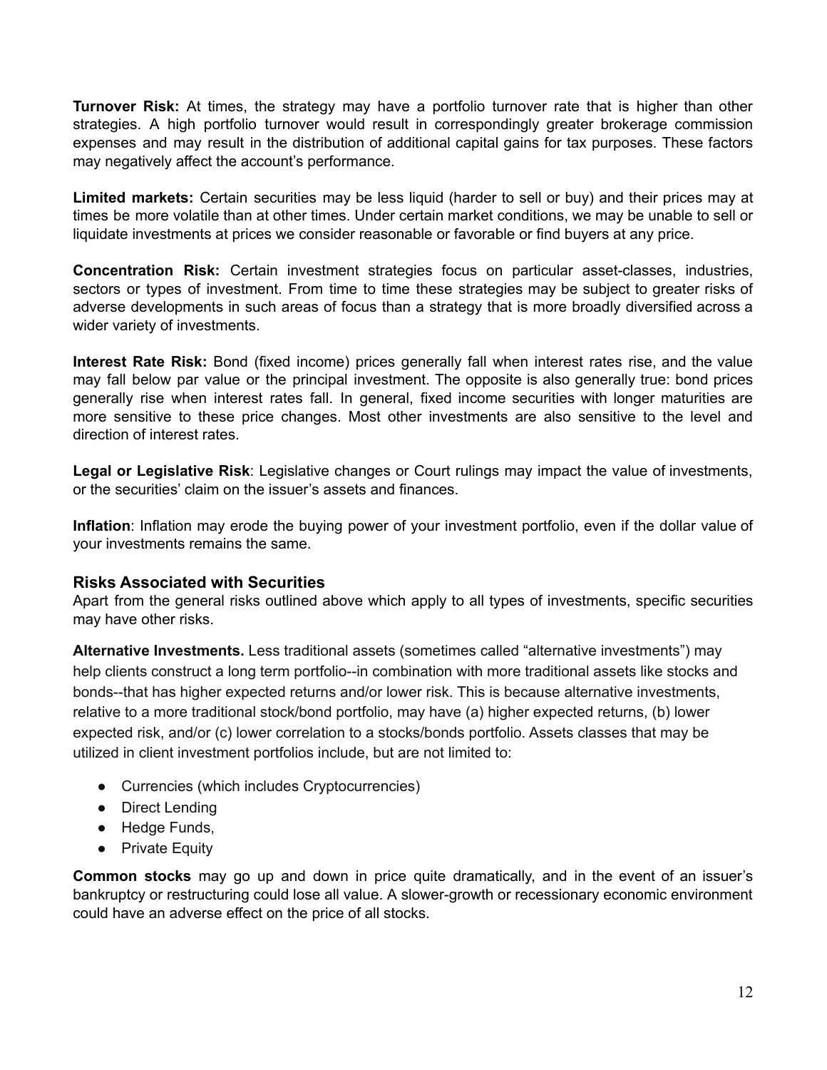**Turnover Risk:** At times, the strategy may have a portfolio turnover rate that is higher than other strategies. A high portfolio turnover would result in correspondingly greater brokerage commission expenses and may result in the distribution of additional capital gains for tax purposes. These factors may negatively affect the account's performance.

**Limited markets:** Certain securities may be less liquid (harder to sell or buy) and their prices may at times be more volatile than at other times. Under certain market conditions, we may be unable to sell or liquidate investments at prices we consider reasonable or favorable or find buyers at any price.

**Concentration Risk:** Certain investment strategies focus on particular asset-classes, industries, sectors or types of investment. From time to time these strategies may be subject to greater risks of adverse developments in such areas of focus than a strategy that is more broadly diversified across a wider variety of investments.

**Interest Rate Risk:** Bond (fixed income) prices generally fall when interest rates rise, and the value may fall below par value or the principal investment. The opposite is also generally true: bond prices generally rise when interest rates fall. In general, fixed income securities with longer maturities are more sensitive to these price changes. Most other investments are also sensitive to the level and direction of interest rates.

**Legal or Legislative Risk**: Legislative changes or Court rulings may impact the value of investments, or the securities' claim on the issuer's assets and finances.

**Inflation**: Inflation may erode the buying power of your investment portfolio, even if the dollar value of your investments remains the same.

### Risks Associated with Securities

Apart from the general risks outlined above which apply to all types of investments, specific securities may have other risks.

**Alternative Investments.** Less traditional assets (sometimes called "alternative investments") may help clients construct a long term portfolio--in combination with more traditional assets like stocks and bonds--that has higher expected returns and/or lower risk. This is because alternative investments, relative to a more traditional stock/bond portfolio, may have (a) higher expected returns, (b) lower expected risk, and/or (c) lower correlation to a stocks/bonds portfolio. Assets classes that may be utilized in client investment portfolios include, but are not limited to:

- Currencies (which includes Cryptocurrencies)
- Direct Lending
- Hedge Funds,
- Private Equity

**Common stocks** may go up and down in price quite dramatically, and in the event of an issuer's bankruptcy or restructuring could lose all value. A slower-growth or recessionary economic environment could have an adverse effect on the price of all stocks.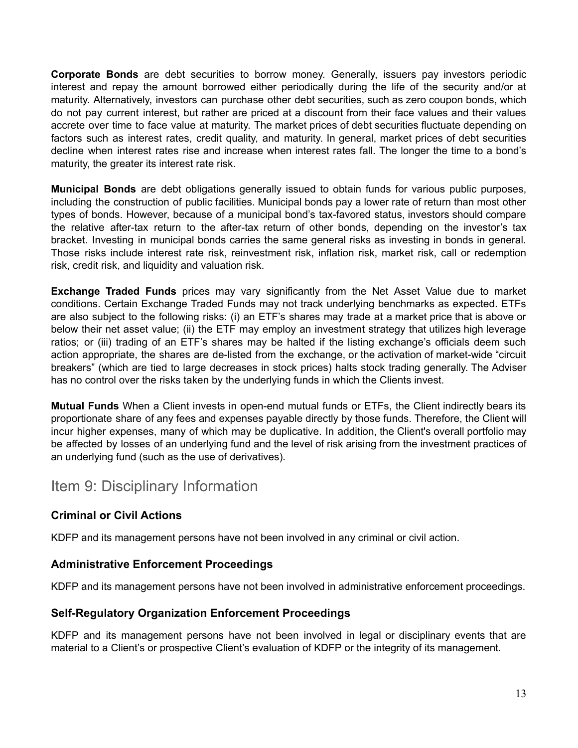**Corporate Bonds** are debt securities to borrow money. Generally, issuers pay investors periodic interest and repay the amount borrowed either periodically during the life of the security and/or at maturity. Alternatively, investors can purchase other debt securities, such as zero coupon bonds, which do not pay current interest, but rather are priced at a discount from their face values and their values accrete over time to face value at maturity. The market prices of debt securities fluctuate depending on factors such as interest rates, credit quality, and maturity. In general, market prices of debt securities decline when interest rates rise and increase when interest rates fall. The longer the time to a bond's maturity, the greater its interest rate risk.

**Municipal Bonds** are debt obligations generally issued to obtain funds for various public purposes, including the construction of public facilities. Municipal bonds pay a lower rate of return than most other types of bonds. However, because of a municipal bond's tax-favored status, investors should compare the relative after-tax return to the after-tax return of other bonds, depending on the investor's tax bracket. Investing in municipal bonds carries the same general risks as investing in bonds in general. Those risks include interest rate risk, reinvestment risk, inflation risk, market risk, call or redemption risk, credit risk, and liquidity and valuation risk.

**Exchange Traded Funds** prices may vary significantly from the Net Asset Value due to market conditions. Certain Exchange Traded Funds may not track underlying benchmarks as expected. ETFs are also subject to the following risks: (i) an ETF's shares may trade at a market price that is above or below their net asset value; (ii) the ETF may employ an investment strategy that utilizes high leverage ratios; or (iii) trading of an ETF's shares may be halted if the listing exchange's officials deem such action appropriate, the shares are de-listed from the exchange, or the activation of market-wide "circuit breakers" (which are tied to large decreases in stock prices) halts stock trading generally. The Adviser has no control over the risks taken by the underlying funds in which the Clients invest.

**Mutual Funds** When a Client invests in open-end mutual funds or ETFs, the Client indirectly bears its proportionate share of any fees and expenses payable directly by those funds. Therefore, the Client will incur higher expenses, many of which may be duplicative. In addition, the Client's overall portfolio may be affected by losses of an underlying fund and the level of risk arising from the investment practices of an underlying fund (such as the use of derivatives).

## Item 9: Disciplinary Information

### Criminal or Civil Actions

KDFP and its management persons have not been involved in any criminal or civil action.

### Administrative Enforcement Proceedings

KDFP and its management persons have not been involved in administrative enforcement proceedings.

### Self-Regulatory Organization Enforcement Proceedings

KDFP and its management persons have not been involved in legal or disciplinary events that are material to a Client's or prospective Client's evaluation of KDFP or the integrity of its management.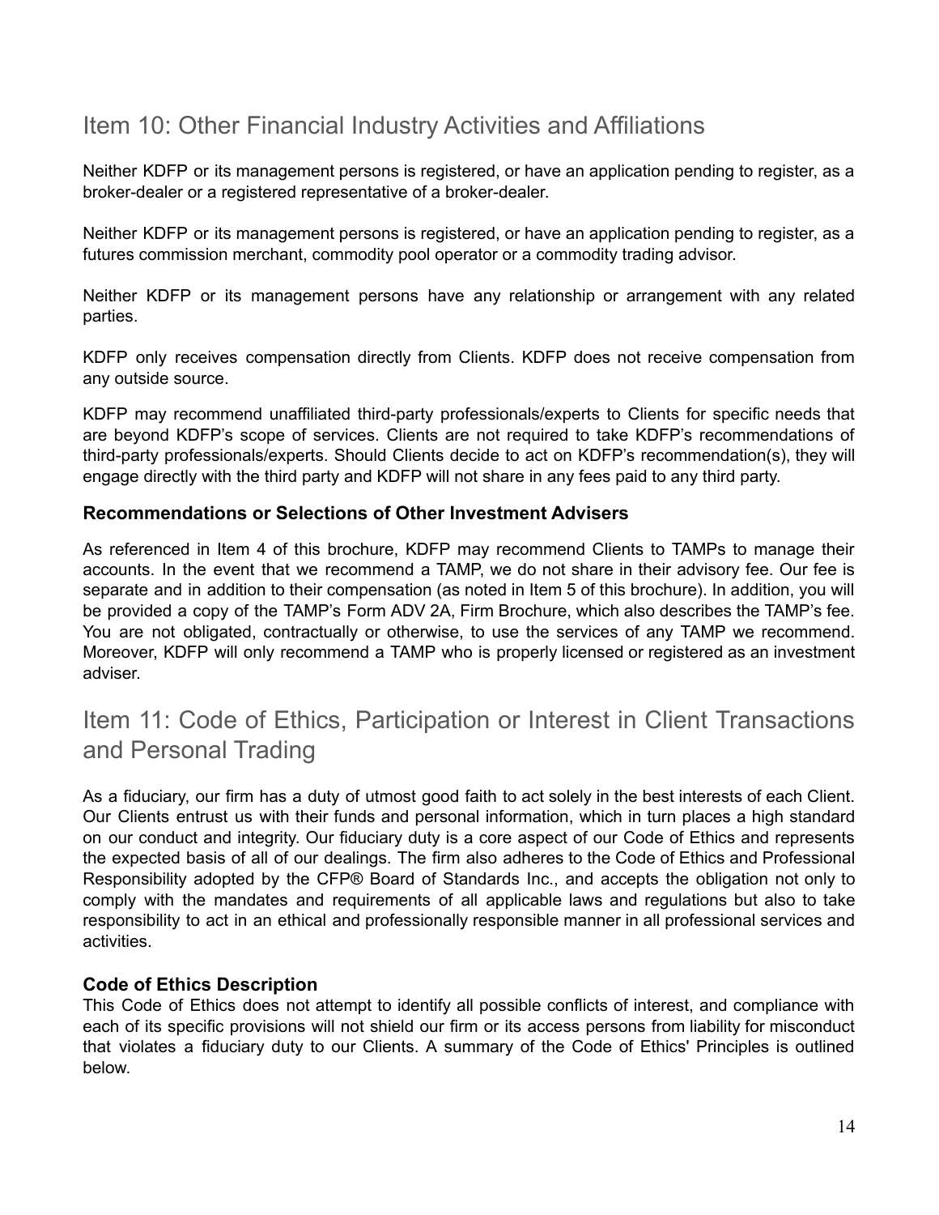## Item 10: Other Financial Industry Activities and Affiliations

Neither KDFP or its management persons is registered, or have an application pending to register, as a broker-dealer or a registered representative of a broker-dealer.

Neither KDFP or its management persons is registered, or have an application pending to register, as a futures commission merchant, commodity pool operator or a commodity trading advisor.

Neither KDFP or its management persons have any relationship or arrangement with any related parties.

KDFP only receives compensation directly from Clients. KDFP does not receive compensation from any outside source.

KDFP may recommend unaffiliated third-party professionals/experts to Clients for specific needs that are beyond KDFP's scope of services. Clients are not required to take KDFP's recommendations of third-party professionals/experts. Should Clients decide to act on KDFP's recommendation(s), they will engage directly with the third party and KDFP will not share in any fees paid to any third party.

### Recommendations or Selections of Other Investment Advisers

As referenced in Item 4 of this brochure, KDFP may recommend Clients to TAMPs to manage their accounts. In the event that we recommend a TAMP, we do not share in their advisory fee. Our fee is separate and in addition to their compensation (as noted in Item 5 of this brochure). In addition, you will be provided a copy of the TAMP's Form ADV 2A, Firm Brochure, which also describes the TAMP's fee. You are not obligated, contractually or otherwise, to use the services of any TAMP we recommend. Moreover, KDFP will only recommend a TAMP who is properly licensed or registered as an investment adviser.

## Item 11: Code of Ethics, Participation or Interest in Client Transactions and Personal Trading

As a fiduciary, our firm has a duty of utmost good faith to act solely in the best interests of each Client. Our Clients entrust us with their funds and personal information, which in turn places a high standard on our conduct and integrity. Our fiduciary duty is a core aspect of our Code of Ethics and represents the expected basis of all of our dealings. The firm also adheres to the Code of Ethics and Professional Responsibility adopted by the CFP® Board of Standards Inc., and accepts the obligation not only to comply with the mandates and requirements of all applicable laws and regulations but also to take responsibility to act in an ethical and professionally responsible manner in all professional services and activities.

### Code of Ethics Description

This Code of Ethics does not attempt to identify all possible conflicts of interest, and compliance with each of its specific provisions will not shield our firm or its access persons from liability for misconduct that violates a fiduciary duty to our Clients. A summary of the Code of Ethics' Principles is outlined below.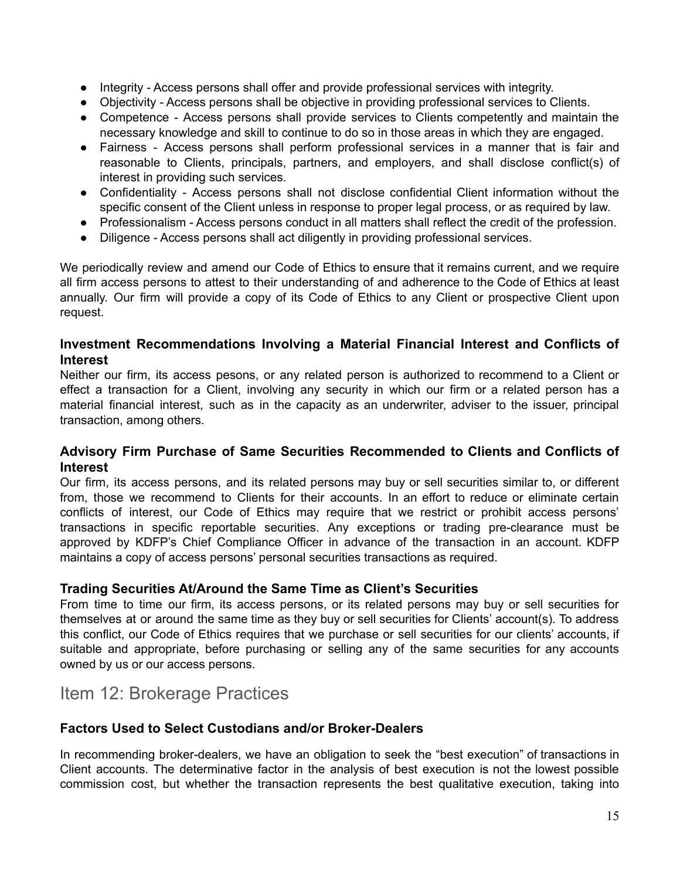- Integrity - Access persons shall offer and provide professional services with integrity.
- Objectivity - Access persons shall be objective in providing professional services to Clients.
- Competence - Access persons shall provide services to Clients competently and maintain the necessary knowledge and skill to continue to do so in those areas in which they are engaged.
- Fairness - Access persons shall perform professional services in a manner that is fair and reasonable to Clients, principals, partners, and employers, and shall disclose conflict(s) of interest in providing such services.
- Confidentiality - Access persons shall not disclose confidential Client information without the specific consent of the Client unless in response to proper legal process, or as required by law.
- Professionalism - Access persons conduct in all matters shall reflect the credit of the profession.
- Diligence - Access persons shall act diligently in providing professional services.

We periodically review and amend our Code of Ethics to ensure that it remains current, and we require all firm access persons to attest to their understanding of and adherence to the Code of Ethics at least annually. Our firm will provide a copy of its Code of Ethics to any Client or prospective Client upon request.

### Investment Recommendations Involving a Material Financial Interest and Conflicts of Interest

Neither our firm, its access pesons, or any related person is authorized to recommend to a Client or effect a transaction for a Client, involving any security in which our firm or a related person has a material financial interest, such as in the capacity as an underwriter, adviser to the issuer, principal transaction, among others.

### Advisory Firm Purchase of Same Securities Recommended to Clients and Conflicts of Interest

Our firm, its access persons, and its related persons may buy or sell securities similar to, or different from, those we recommend to Clients for their accounts. In an effort to reduce or eliminate certain conflicts of interest, our Code of Ethics may require that we restrict or prohibit access persons' transactions in specific reportable securities. Any exceptions or trading pre-clearance must be approved by KDFP's Chief Compliance Officer in advance of the transaction in an account. KDFP maintains a copy of access persons' personal securities transactions as required.

### Trading Securities At/Around the Same Time as Client's Securities

From time to time our firm, its access persons, or its related persons may buy or sell securities for themselves at or around the same time as they buy or sell securities for Clients' account(s). To address this conflict, our Code of Ethics requires that we purchase or sell securities for our clients' accounts, if suitable and appropriate, before purchasing or selling any of the same securities for any accounts owned by us or our access persons.

## Item 12: Brokerage Practices

### Factors Used to Select Custodians and/or Broker-Dealers

In recommending broker-dealers, we have an obligation to seek the "best execution" of transactions in Client accounts. The determinative factor in the analysis of best execution is not the lowest possible commission cost, but whether the transaction represents the best qualitative execution, taking into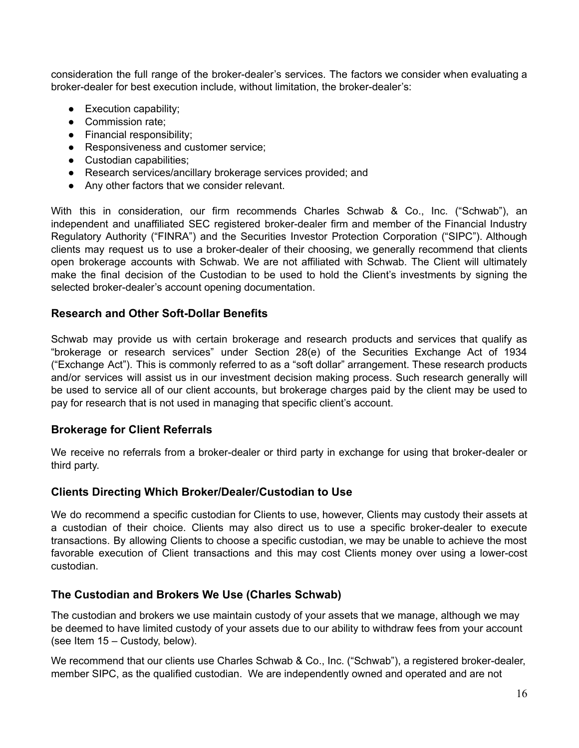consideration the full range of the broker-dealer's services. The factors we consider when evaluating a broker-dealer for best execution include, without limitation, the broker-dealer's:

- Execution capability;
- Commission rate;
- Financial responsibility;
- Responsiveness and customer service;
- Custodian capabilities;
- Research services/ancillary brokerage services provided; and
- Any other factors that we consider relevant.

With this in consideration, our firm recommends Charles Schwab & Co., Inc. ("Schwab"), an independent and unaffiliated SEC registered broker-dealer firm and member of the Financial Industry Regulatory Authority ("FINRA") and the Securities Investor Protection Corporation ("SIPC"). Although clients may request us to use a broker-dealer of their choosing, we generally recommend that clients open brokerage accounts with Schwab. We are not affiliated with Schwab. The Client will ultimately make the final decision of the Custodian to be used to hold the Client's investments by signing the selected broker-dealer's account opening documentation.

### Research and Other Soft-Dollar Benefits

Schwab may provide us with certain brokerage and research products and services that qualify as "brokerage or research services" under Section 28(e) of the Securities Exchange Act of 1934 ("Exchange Act"). This is commonly referred to as a "soft dollar" arrangement. These research products and/or services will assist us in our investment decision making process. Such research generally will be used to service all of our client accounts, but brokerage charges paid by the client may be used to pay for research that is not used in managing that specific client's account.

### Brokerage for Client Referrals

We receive no referrals from a broker-dealer or third party in exchange for using that broker-dealer or third party.

### Clients Directing Which Broker/Dealer/Custodian to Use

We do recommend a specific custodian for Clients to use, however, Clients may custody their assets at a custodian of their choice. Clients may also direct us to use a specific broker-dealer to execute transactions. By allowing Clients to choose a specific custodian, we may be unable to achieve the most favorable execution of Client transactions and this may cost Clients money over using a lower-cost custodian.

### The Custodian and Brokers We Use (Charles Schwab)

The custodian and brokers we use maintain custody of your assets that we manage, although we may be deemed to have limited custody of your assets due to our ability to withdraw fees from your account (see Item 15 – Custody, below).

We recommend that our clients use Charles Schwab & Co., Inc. ("Schwab"), a registered broker-dealer, member SIPC, as the qualified custodian. We are independently owned and operated and are not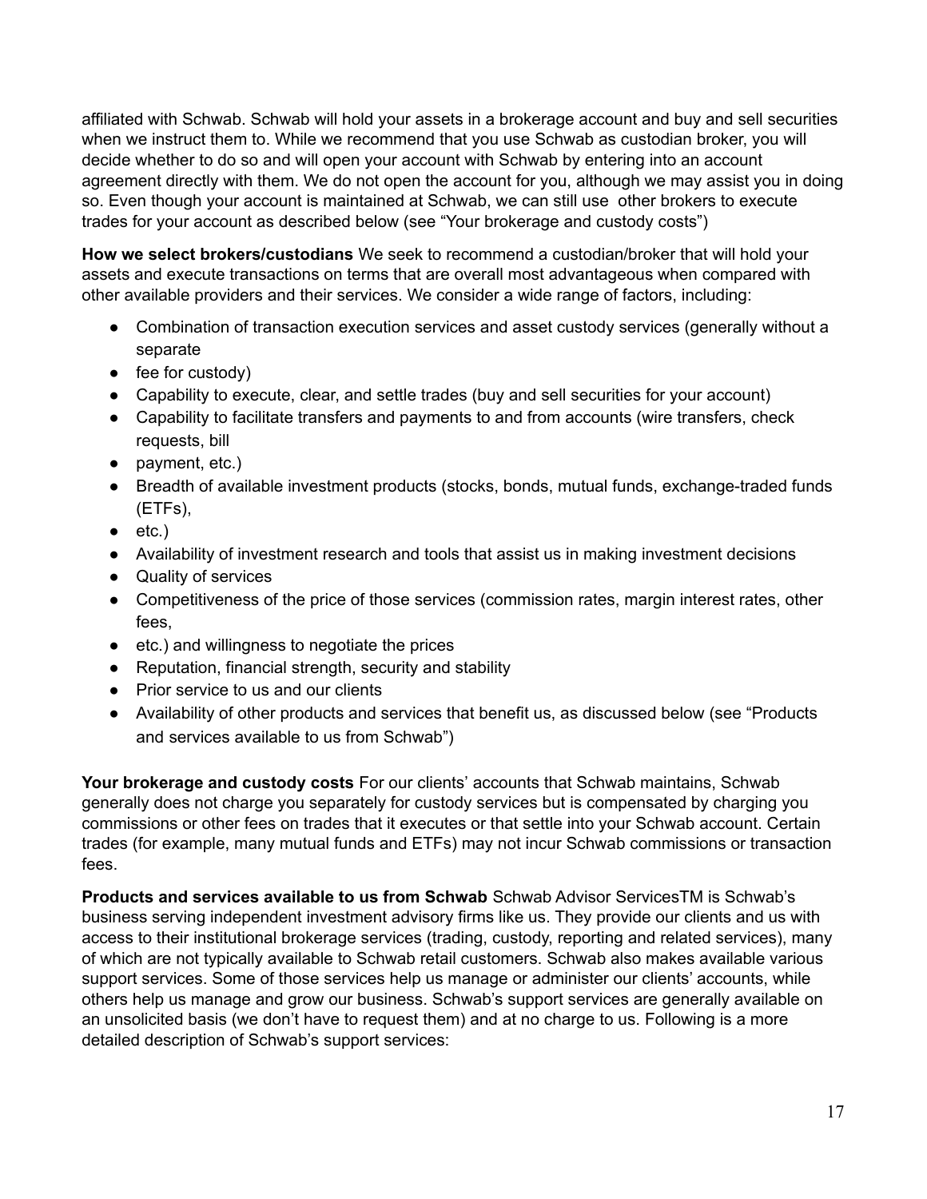affiliated with Schwab. Schwab will hold your assets in a brokerage account and buy and sell securities when we instruct them to. While we recommend that you use Schwab as custodian broker, you will decide whether to do so and will open your account with Schwab by entering into an account agreement directly with them. We do not open the account for you, although we may assist you in doing so. Even though your account is maintained at Schwab, we can still use other brokers to execute trades for your account as described below (see "Your brokerage and custody costs")

**How we select brokers/custodians** We seek to recommend a custodian/broker that will hold your assets and execute transactions on terms that are overall most advantageous when compared with other available providers and their services. We consider a wide range of factors, including:

- Combination of transaction execution services and asset custody services (generally without a separate
- fee for custody)
- Capability to execute, clear, and settle trades (buy and sell securities for your account)
- Capability to facilitate transfers and payments to and from accounts (wire transfers, check requests, bill
- payment, etc.)
- Breadth of available investment products (stocks, bonds, mutual funds, exchange-traded funds (ETFs),
- etc.)
- Availability of investment research and tools that assist us in making investment decisions
- Quality of services
- Competitiveness of the price of those services (commission rates, margin interest rates, other fees,
- etc.) and willingness to negotiate the prices
- Reputation, financial strength, security and stability
- Prior service to us and our clients
- Availability of other products and services that benefit us, as discussed below (see "Products and services available to us from Schwab")

**Your brokerage and custody costs** For our clients' accounts that Schwab maintains, Schwab generally does not charge you separately for custody services but is compensated by charging you commissions or other fees on trades that it executes or that settle into your Schwab account. Certain trades (for example, many mutual funds and ETFs) may not incur Schwab commissions or transaction fees.

**Products and services available to us from Schwab** Schwab Advisor ServicesTM is Schwab's business serving independent investment advisory firms like us. They provide our clients and us with access to their institutional brokerage services (trading, custody, reporting and related services), many of which are not typically available to Schwab retail customers. Schwab also makes available various support services. Some of those services help us manage or administer our clients' accounts, while others help us manage and grow our business. Schwab's support services are generally available on an unsolicited basis (we don't have to request them) and at no charge to us. Following is a more detailed description of Schwab's support services: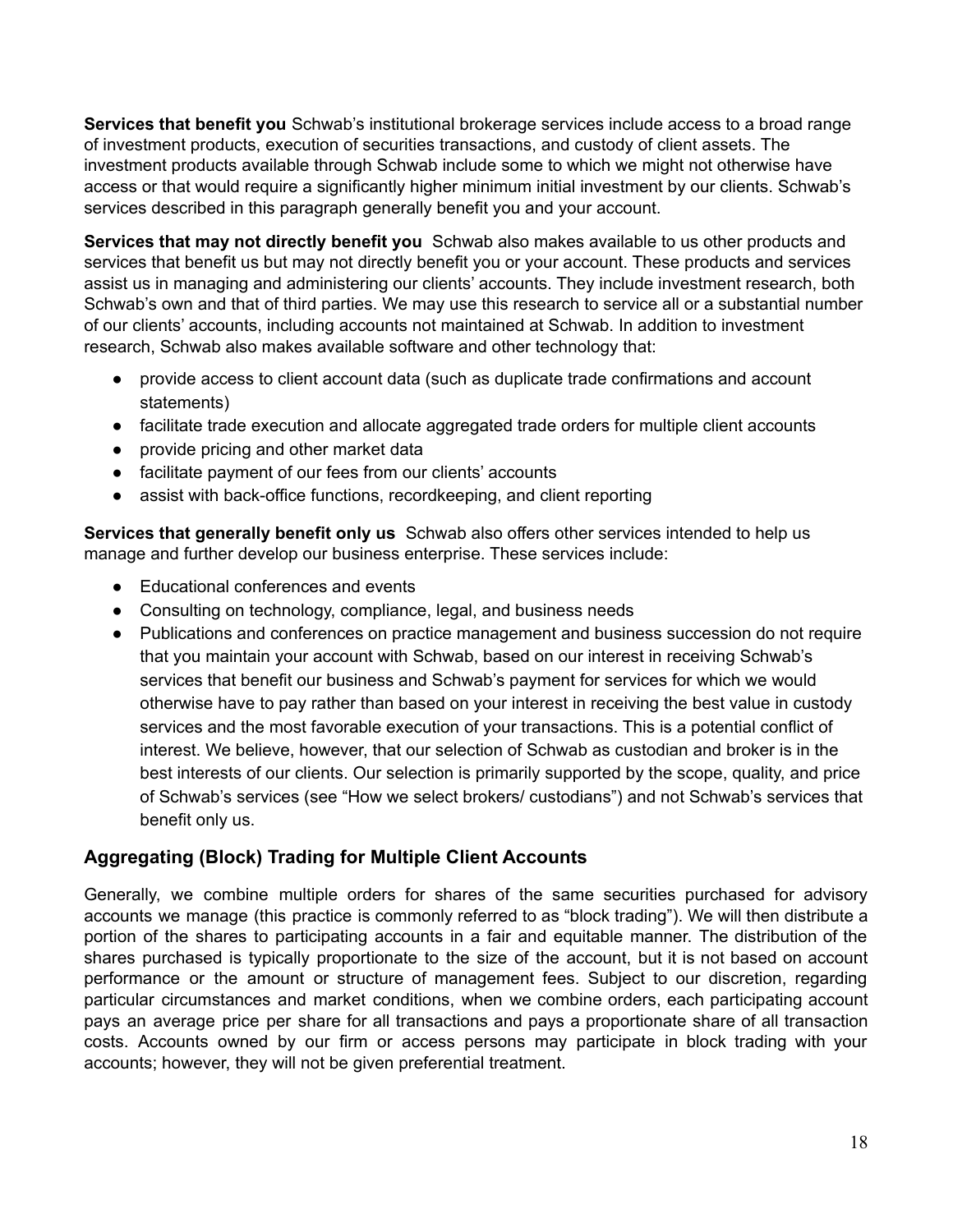**Services that benefit you** Schwab's institutional brokerage services include access to a broad range of investment products, execution of securities transactions, and custody of client assets. The investment products available through Schwab include some to which we might not otherwise have access or that would require a significantly higher minimum initial investment by our clients. Schwab's services described in this paragraph generally benefit you and your account.

**Services that may not directly benefit you** Schwab also makes available to us other products and services that benefit us but may not directly benefit you or your account. These products and services assist us in managing and administering our clients' accounts. They include investment research, both Schwab's own and that of third parties. We may use this research to service all or a substantial number of our clients' accounts, including accounts not maintained at Schwab. In addition to investment research, Schwab also makes available software and other technology that:

- provide access to client account data (such as duplicate trade confirmations and account statements)
- facilitate trade execution and allocate aggregated trade orders for multiple client accounts
- provide pricing and other market data
- facilitate payment of our fees from our clients' accounts
- assist with back-office functions, recordkeeping, and client reporting

**Services that generally benefit only us** Schwab also offers other services intended to help us manage and further develop our business enterprise. These services include:

- Educational conferences and events
- Consulting on technology, compliance, legal, and business needs
- Publications and conferences on practice management and business succession do not require that you maintain your account with Schwab, based on our interest in receiving Schwab's services that benefit our business and Schwab's payment for services for which we would otherwise have to pay rather than based on your interest in receiving the best value in custody services and the most favorable execution of your transactions. This is a potential conflict of interest. We believe, however, that our selection of Schwab as custodian and broker is in the best interests of our clients. Our selection is primarily supported by the scope, quality, and price of Schwab's services (see "How we select brokers/ custodians") and not Schwab's services that benefit only us.

## Aggregating (Block) Trading for Multiple Client Accounts

Generally, we combine multiple orders for shares of the same securities purchased for advisory accounts we manage (this practice is commonly referred to as "block trading"). We will then distribute a portion of the shares to participating accounts in a fair and equitable manner. The distribution of the shares purchased is typically proportionate to the size of the account, but it is not based on account performance or the amount or structure of management fees. Subject to our discretion, regarding particular circumstances and market conditions, when we combine orders, each participating account pays an average price per share for all transactions and pays a proportionate share of all transaction costs. Accounts owned by our firm or access persons may participate in block trading with your accounts; however, they will not be given preferential treatment.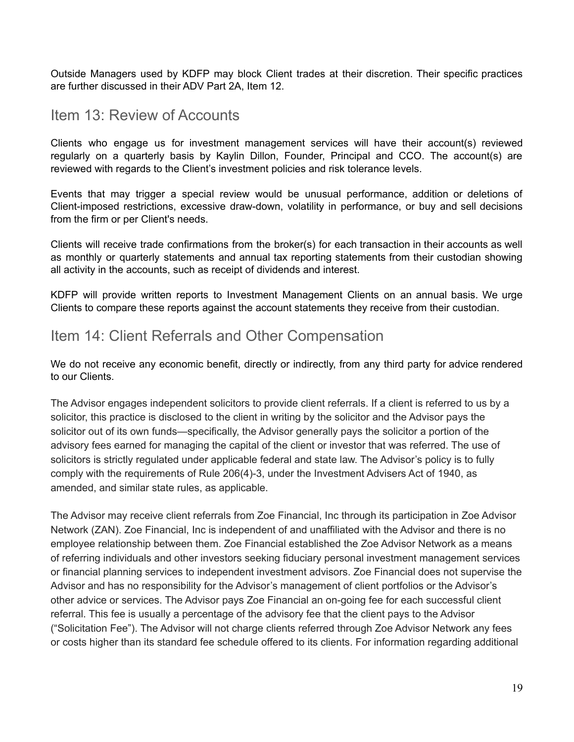Outside Managers used by KDFP may block Client trades at their discretion. Their specific practices are further discussed in their ADV Part 2A, Item 12.

## Item 13: Review of Accounts

Clients who engage us for investment management services will have their account(s) reviewed regularly on a quarterly basis by Kaylin Dillon, Founder, Principal and CCO. The account(s) are reviewed with regards to the Client's investment policies and risk tolerance levels.

Events that may trigger a special review would be unusual performance, addition or deletions of Client-imposed restrictions, excessive draw-down, volatility in performance, or buy and sell decisions from the firm or per Client's needs.

Clients will receive trade confirmations from the broker(s) for each transaction in their accounts as well as monthly or quarterly statements and annual tax reporting statements from their custodian showing all activity in the accounts, such as receipt of dividends and interest.

KDFP will provide written reports to Investment Management Clients on an annual basis. We urge Clients to compare these reports against the account statements they receive from their custodian.

## Item 14: Client Referrals and Other Compensation

We do not receive any economic benefit, directly or indirectly, from any third party for advice rendered to our Clients.

The Advisor engages independent solicitors to provide client referrals. If a client is referred to us by a solicitor, this practice is disclosed to the client in writing by the solicitor and the Advisor pays the solicitor out of its own funds—specifically, the Advisor generally pays the solicitor a portion of the advisory fees earned for managing the capital of the client or investor that was referred. The use of solicitors is strictly regulated under applicable federal and state law. The Advisor's policy is to fully comply with the requirements of Rule 206(4)-3, under the Investment Advisers Act of 1940, as amended, and similar state rules, as applicable.

The Advisor may receive client referrals from Zoe Financial, Inc through its participation in Zoe Advisor Network (ZAN). Zoe Financial, Inc is independent of and unaffiliated with the Advisor and there is no employee relationship between them. Zoe Financial established the Zoe Advisor Network as a means of referring individuals and other investors seeking fiduciary personal investment management services or financial planning services to independent investment advisors. Zoe Financial does not supervise the Advisor and has no responsibility for the Advisor's management of client portfolios or the Advisor's other advice or services. The Advisor pays Zoe Financial an on-going fee for each successful client referral. This fee is usually a percentage of the advisory fee that the client pays to the Advisor ("Solicitation Fee"). The Advisor will not charge clients referred through Zoe Advisor Network any fees or costs higher than its standard fee schedule offered to its clients. For information regarding additional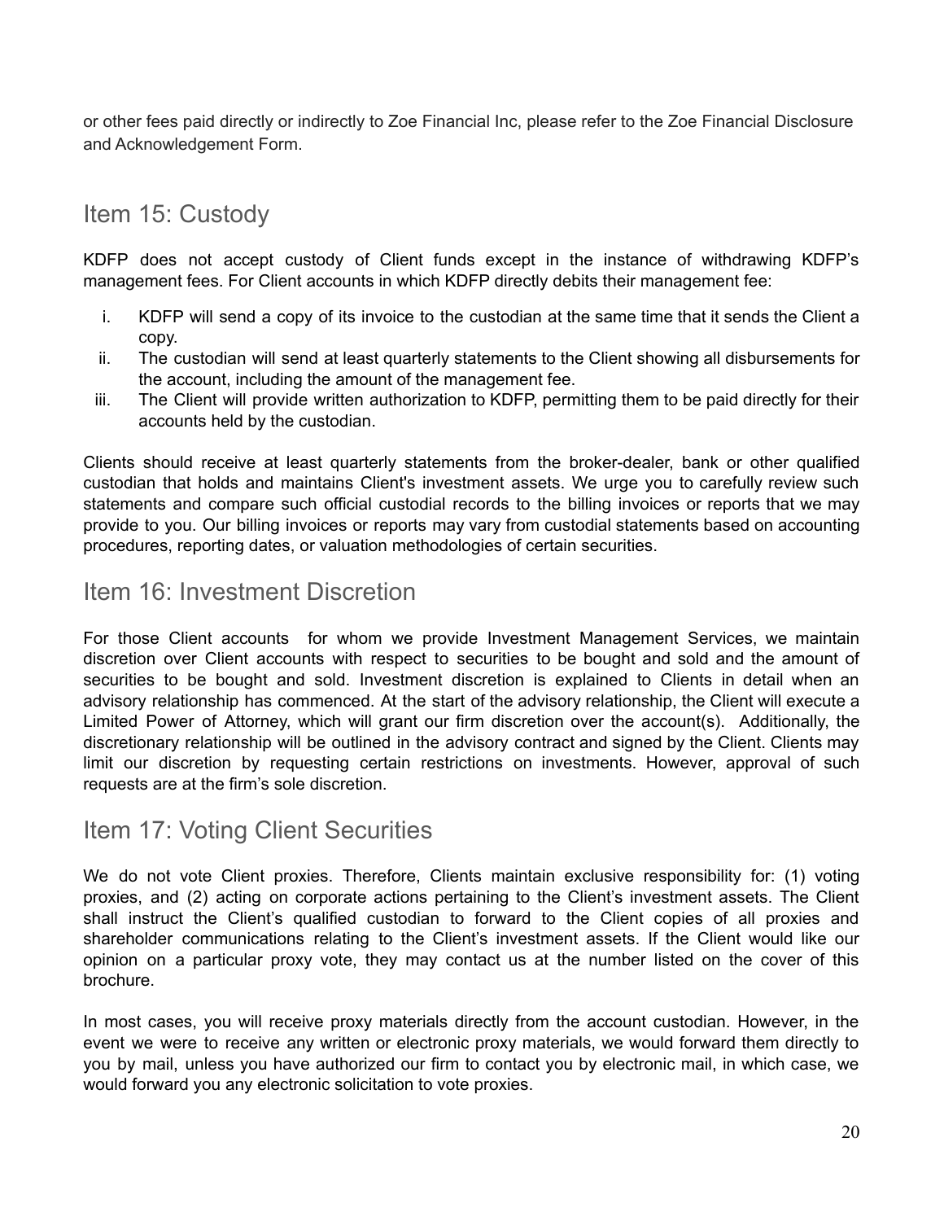or other fees paid directly or indirectly to Zoe Financial Inc, please refer to the Zoe Financial Disclosure and Acknowledgement Form.

## Item 15: Custody

KDFP does not accept custody of Client funds except in the instance of withdrawing KDFP's management fees. For Client accounts in which KDFP directly debits their management fee:

i. KDFP will send a copy of its invoice to the custodian at the same time that it sends the Client a copy.
ii. The custodian will send at least quarterly statements to the Client showing all disbursements for the account, including the amount of the management fee.
iii. The Client will provide written authorization to KDFP, permitting them to be paid directly for their accounts held by the custodian.

Clients should receive at least quarterly statements from the broker-dealer, bank or other qualified custodian that holds and maintains Client's investment assets. We urge you to carefully review such statements and compare such official custodial records to the billing invoices or reports that we may provide to you. Our billing invoices or reports may vary from custodial statements based on accounting procedures, reporting dates, or valuation methodologies of certain securities.

## Item 16: Investment Discretion

For those Client accounts for whom we provide Investment Management Services, we maintain discretion over Client accounts with respect to securities to be bought and sold and the amount of securities to be bought and sold. Investment discretion is explained to Clients in detail when an advisory relationship has commenced. At the start of the advisory relationship, the Client will execute a Limited Power of Attorney, which will grant our firm discretion over the account(s). Additionally, the discretionary relationship will be outlined in the advisory contract and signed by the Client. Clients may limit our discretion by requesting certain restrictions on investments. However, approval of such requests are at the firm's sole discretion.

## Item 17: Voting Client Securities

We do not vote Client proxies. Therefore, Clients maintain exclusive responsibility for: (1) voting proxies, and (2) acting on corporate actions pertaining to the Client's investment assets. The Client shall instruct the Client's qualified custodian to forward to the Client copies of all proxies and shareholder communications relating to the Client's investment assets. If the Client would like our opinion on a particular proxy vote, they may contact us at the number listed on the cover of this brochure.

In most cases, you will receive proxy materials directly from the account custodian. However, in the event we were to receive any written or electronic proxy materials, we would forward them directly to you by mail, unless you have authorized our firm to contact you by electronic mail, in which case, we would forward you any electronic solicitation to vote proxies.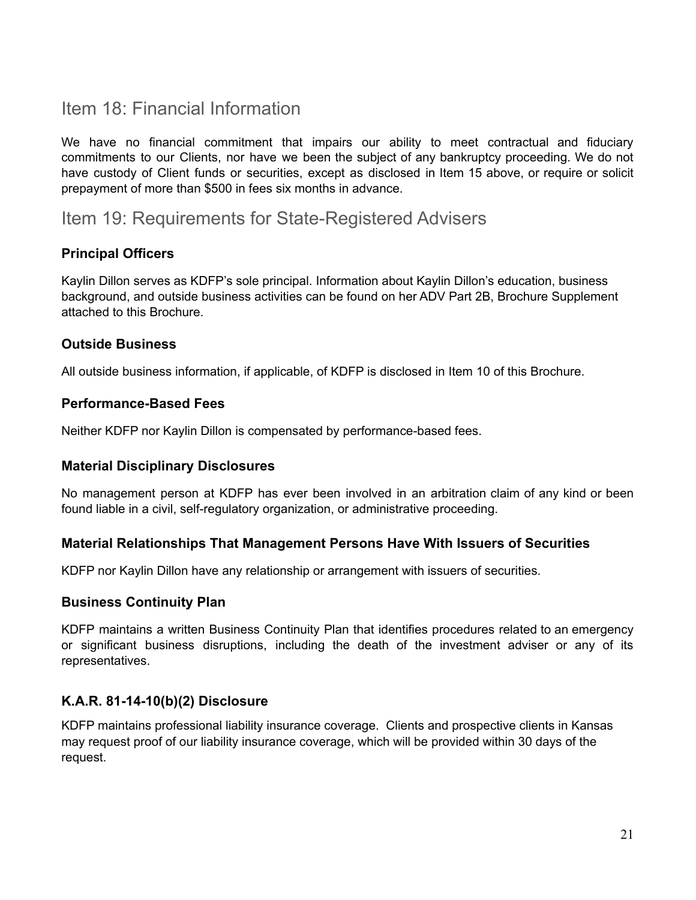## Item 18: Financial Information

We have no financial commitment that impairs our ability to meet contractual and fiduciary commitments to our Clients, nor have we been the subject of any bankruptcy proceeding. We do not have custody of Client funds or securities, except as disclosed in Item 15 above, or require or solicit prepayment of more than $500 in fees six months in advance.

## Item 19: Requirements for State-Registered Advisers

### Principal Officers

Kaylin Dillon serves as KDFP's sole principal. Information about Kaylin Dillon's education, business background, and outside business activities can be found on her ADV Part 2B, Brochure Supplement attached to this Brochure.

### Outside Business

All outside business information, if applicable, of KDFP is disclosed in Item 10 of this Brochure.

### Performance-Based Fees

Neither KDFP nor Kaylin Dillon is compensated by performance-based fees.

### Material Disciplinary Disclosures

No management person at KDFP has ever been involved in an arbitration claim of any kind or been found liable in a civil, self-regulatory organization, or administrative proceeding.

### Material Relationships That Management Persons Have With Issuers of Securities

KDFP nor Kaylin Dillon have any relationship or arrangement with issuers of securities.

### Business Continuity Plan

KDFP maintains a written Business Continuity Plan that identifies procedures related to an emergency or significant business disruptions, including the death of the investment adviser or any of its representatives.

### K.A.R. 81-14-10(b)(2) Disclosure

KDFP maintains professional liability insurance coverage. Clients and prospective clients in Kansas may request proof of our liability insurance coverage, which will be provided within 30 days of the request.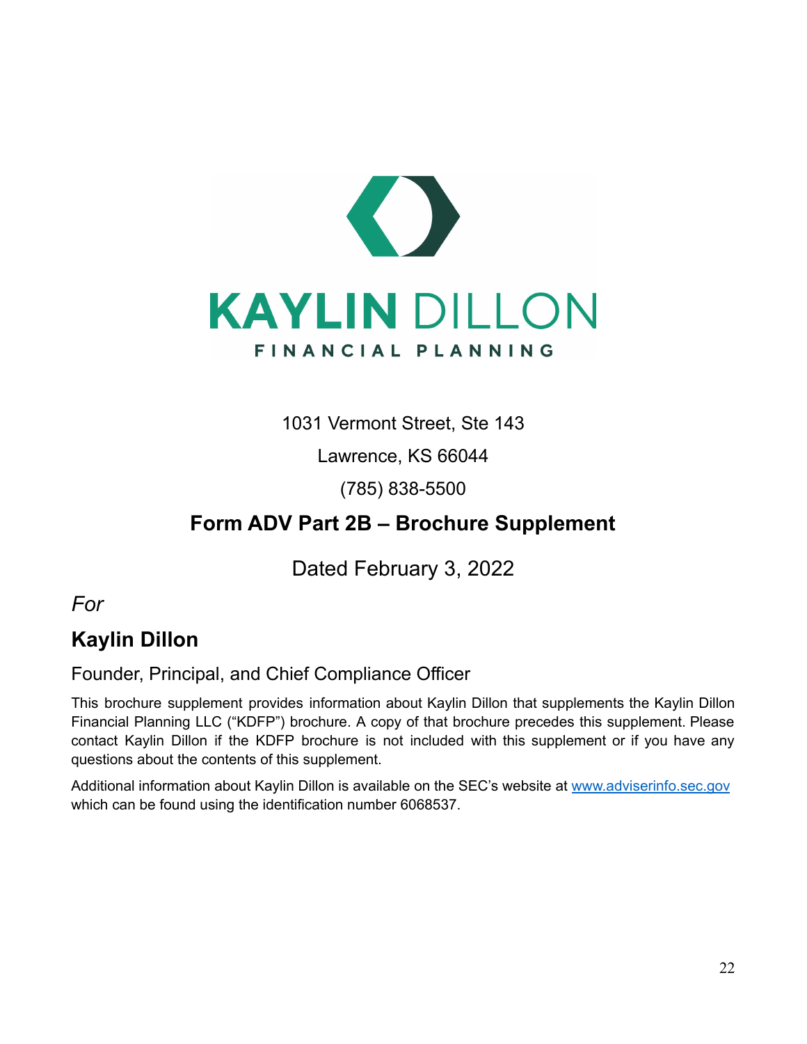KAYLIN DILLON

FINANCIAL PLANNING

1031 Vermont Street, Ste 143

Lawrence, KS 66044

(785) 838-5500

## Form ADV Part 2B – Brochure Supplement

Dated February 3, 2022

*For*

## Kaylin Dillon

### Founder, Principal, and Chief Compliance Officer

This brochure supplement provides information about Kaylin Dillon that supplements the Kaylin Dillon Financial Planning LLC ("KDFP") brochure. A copy of that brochure precedes this supplement. Please contact Kaylin Dillon if the KDFP brochure is not included with this supplement or if you have any questions about the contents of this supplement.

Additional information about Kaylin Dillon is available on the SEC's website at www.adviserinfo.sec.gov which can be found using the identification number 6068537.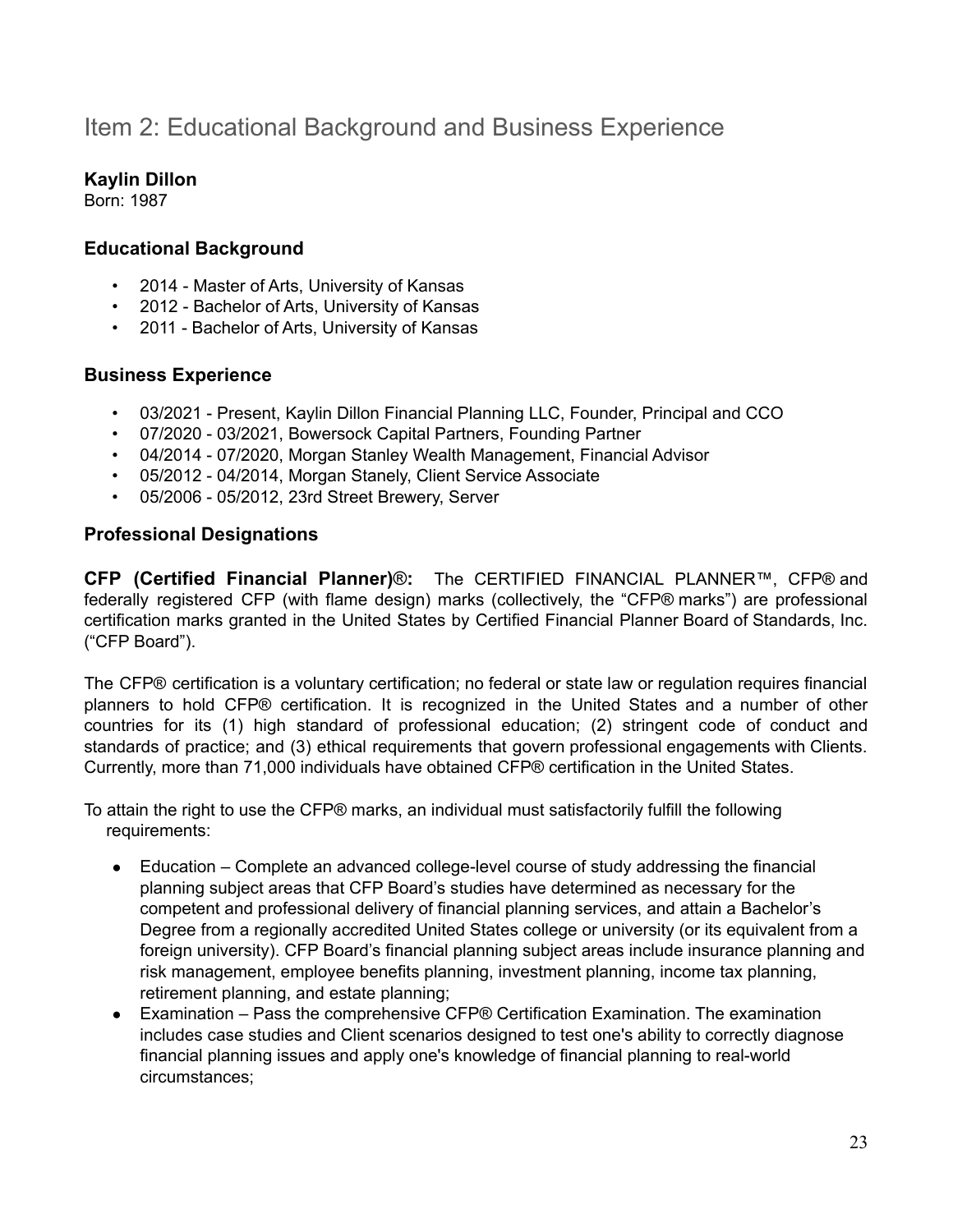# Item 2: Educational Background and Business Experience

**Kaylin Dillon**
Born: 1987

### Educational Background

- 2014 - Master of Arts, University of Kansas
- 2012 - Bachelor of Arts, University of Kansas
- 2011 - Bachelor of Arts, University of Kansas

### Business Experience

- 03/2021 - Present, Kaylin Dillon Financial Planning LLC, Founder, Principal and CCO
- 07/2020 - 03/2021, Bowersock Capital Partners, Founding Partner
- 04/2014 - 07/2020, Morgan Stanley Wealth Management, Financial Advisor
- 05/2012 - 04/2014, Morgan Stanely, Client Service Associate
- 05/2006 - 05/2012, 23rd Street Brewery, Server

### Professional Designations

**CFP (Certified Financial Planner)®:** The CERTIFIED FINANCIAL PLANNER™, CFP® and federally registered CFP (with flame design) marks (collectively, the "CFP® marks") are professional certification marks granted in the United States by Certified Financial Planner Board of Standards, Inc. ("CFP Board").

The CFP® certification is a voluntary certification; no federal or state law or regulation requires financial planners to hold CFP® certification. It is recognized in the United States and a number of other countries for its (1) high standard of professional education; (2) stringent code of conduct and standards of practice; and (3) ethical requirements that govern professional engagements with Clients. Currently, more than 71,000 individuals have obtained CFP® certification in the United States.

To attain the right to use the CFP® marks, an individual must satisfactorily fulfill the following requirements:

- Education – Complete an advanced college-level course of study addressing the financial planning subject areas that CFP Board's studies have determined as necessary for the competent and professional delivery of financial planning services, and attain a Bachelor's Degree from a regionally accredited United States college or university (or its equivalent from a foreign university). CFP Board's financial planning subject areas include insurance planning and risk management, employee benefits planning, investment planning, income tax planning, retirement planning, and estate planning;
- Examination – Pass the comprehensive CFP® Certification Examination. The examination includes case studies and Client scenarios designed to test one's ability to correctly diagnose financial planning issues and apply one's knowledge of financial planning to real-world circumstances;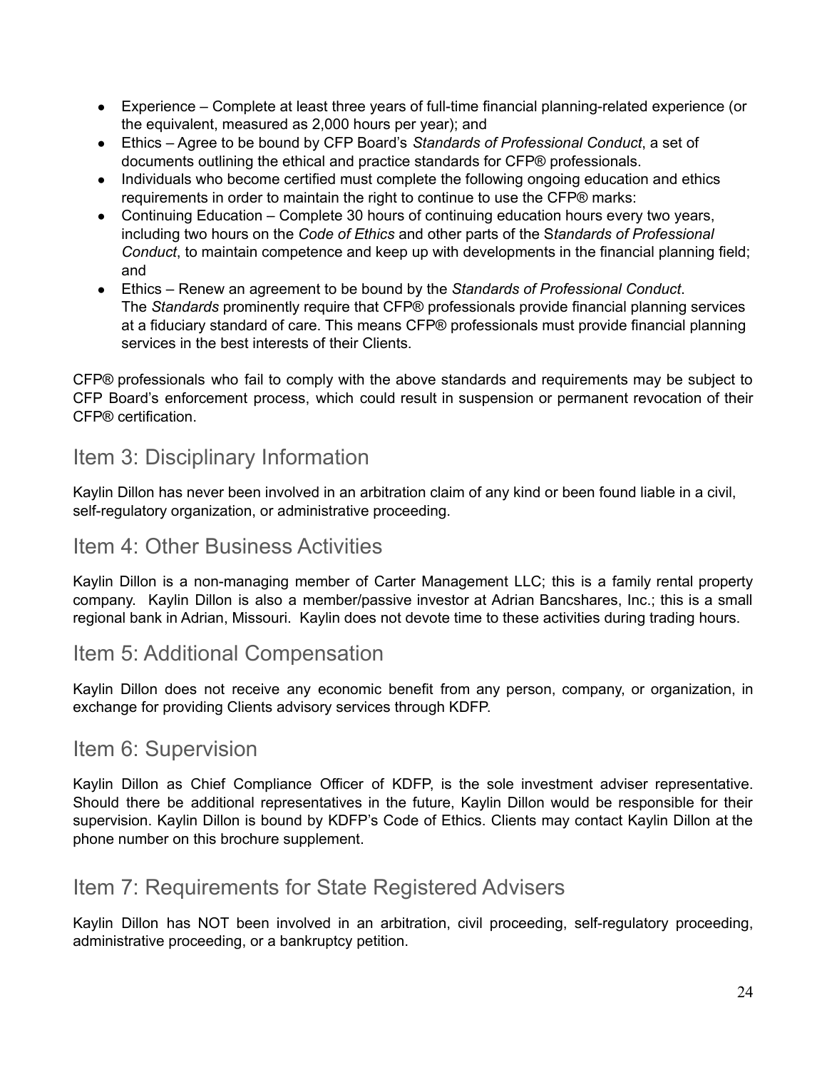- Experience – Complete at least three years of full-time financial planning-related experience (or the equivalent, measured as 2,000 hours per year); and
- Ethics – Agree to be bound by CFP Board's *Standards of Professional Conduct*, a set of documents outlining the ethical and practice standards for CFP® professionals.
- Individuals who become certified must complete the following ongoing education and ethics requirements in order to maintain the right to continue to use the CFP® marks:
- Continuing Education – Complete 30 hours of continuing education hours every two years, including two hours on the *Code of Ethics* and other parts of the S*tandards of Professional Conduct*, to maintain competence and keep up with developments in the financial planning field; and
- Ethics – Renew an agreement to be bound by the *Standards of Professional Conduct*. The *Standards* prominently require that CFP® professionals provide financial planning services at a fiduciary standard of care. This means CFP® professionals must provide financial planning services in the best interests of their Clients.

CFP® professionals who fail to comply with the above standards and requirements may be subject to CFP Board's enforcement process, which could result in suspension or permanent revocation of their CFP® certification.

## Item 3: Disciplinary Information

Kaylin Dillon has never been involved in an arbitration claim of any kind or been found liable in a civil, self-regulatory organization, or administrative proceeding.

## Item 4: Other Business Activities

Kaylin Dillon is a non-managing member of Carter Management LLC; this is a family rental property company. Kaylin Dillon is also a member/passive investor at Adrian Bancshares, Inc.; this is a small regional bank in Adrian, Missouri. Kaylin does not devote time to these activities during trading hours.

## Item 5: Additional Compensation

Kaylin Dillon does not receive any economic benefit from any person, company, or organization, in exchange for providing Clients advisory services through KDFP.

## Item 6: Supervision

Kaylin Dillon as Chief Compliance Officer of KDFP, is the sole investment adviser representative. Should there be additional representatives in the future, Kaylin Dillon would be responsible for their supervision. Kaylin Dillon is bound by KDFP's Code of Ethics. Clients may contact Kaylin Dillon at the phone number on this brochure supplement.

## Item 7: Requirements for State Registered Advisers

Kaylin Dillon has NOT been involved in an arbitration, civil proceeding, self-regulatory proceeding, administrative proceeding, or a bankruptcy petition.